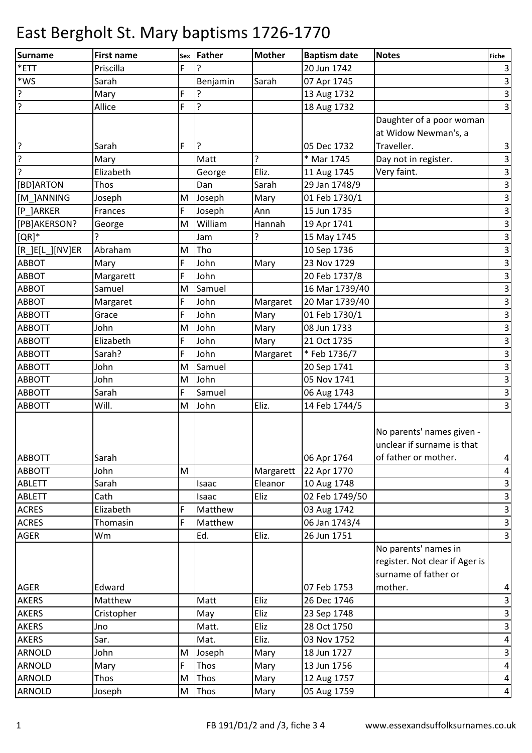# East Bergholt St. Mary baptisms 1726-1770

| Surname | First name | Sex | Father | Mother | Baptism date | Notes | Fiche |
|---|---|---|---|---|---|---|---|
| *ETT | Priscilla | F | ? | | 20 Jun 1742 | | 3 |
| *WS | Sarah | | Benjamin | Sarah | 07 Apr 1745 | | 3 |
| ? | Mary | F | ? | | 13 Aug 1732 | | 3 |
| ? | Allice | F | ? | | 18 Aug 1732 | | 3 |
| ? | Sarah | F | ? | | 05 Dec 1732 | Daughter of a poor woman at Widow Newman's, a Traveller. | 3 |
| ? | Mary | | Matt | ? | * Mar 1745 | Day not in register. | 3 |
| ? | Elizabeth | | George | Eliz. | 11 Aug 1745 | Very faint. | 3 |
| [BD]ARTON | Thos | | Dan | Sarah | 29 Jan 1748/9 | | 3 |
| [M_]ANNING | Joseph | M | Joseph | Mary | 01 Feb 1730/1 | | 3 |
| [P_]ARKER | Frances | F | Joseph | Ann | 15 Jun 1735 | | 3 |
| [PB]AKERSON? | George | M | William | Hannah | 19 Apr 1741 | | 3 |
| [QR]* | ? | | Jam | ? | 15 May 1745 | | 3 |
| [R_]E[L_][NV]ER | Abraham | M | Tho | | 10 Sep 1736 | | 3 |
| ABBOT | Mary | F | John | Mary | 23 Nov 1729 | | 3 |
| ABBOT | Margarett | F | John | | 20 Feb 1737/8 | | 3 |
| ABBOT | Samuel | M | Samuel | | 16 Mar 1739/40 | | 3 |
| ABBOT | Margaret | F | John | Margaret | 20 Mar 1739/40 | | 3 |
| ABBOTT | Grace | F | John | Mary | 01 Feb 1730/1 | | 3 |
| ABBOTT | John | M | John | Mary | 08 Jun 1733 | | 3 |
| ABBOTT | Elizabeth | F | John | Mary | 21 Oct 1735 | | 3 |
| ABBOTT | Sarah? | F | John | Margaret | * Feb 1736/7 | | 3 |
| ABBOTT | John | M | Samuel | | 20 Sep 1741 | | 3 |
| ABBOTT | John | M | John | | 05 Nov 1741 | | 3 |
| ABBOTT | Sarah | F | Samuel | | 06 Aug 1743 | | 3 |
| ABBOTT | Will. | M | John | Eliz. | 14 Feb 1744/5 | | 3 |
| ABBOTT | Sarah | | | | 06 Apr 1764 | No parents' names given - unclear if surname is that of father or mother. | 4 |
| ABBOTT | John | M | | Margarett | 22 Apr 1770 | | 4 |
| ABLETT | Sarah | | Isaac | Eleanor | 10 Aug 1748 | | 3 |
| ABLETT | Cath | | Isaac | Eliz | 02 Feb 1749/50 | | 3 |
| ACRES | Elizabeth | F | Matthew | | 03 Aug 1742 | | 3 |
| ACRES | Thomasin | F | Matthew | | 06 Jan 1743/4 | | 3 |
| AGER | Wm | | Ed. | Eliz. | 26 Jun 1751 | | 3 |
| AGER | Edward | | | | 07 Feb 1753 | No parents' names in register. Not clear if Ager is surname of father or mother. | 4 |
| AKERS | Matthew | | Matt | Eliz | 26 Dec 1746 | | 3 |
| AKERS | Cristopher | | May | Eliz | 23 Sep 1748 | | 3 |
| AKERS | Jno | | Matt. | Eliz | 28 Oct 1750 | | 3 |
| AKERS | Sar. | | Mat. | Eliz. | 03 Nov 1752 | | 4 |
| ARNOLD | John | M | Joseph | Mary | 18 Jun 1727 | | 3 |
| ARNOLD | Mary | F | Thos | Mary | 13 Jun 1756 | | 4 |
| ARNOLD | Thos | M | Thos | Mary | 12 Aug 1757 | | 4 |
| ARNOLD | Joseph | M | Thos | Mary | 05 Aug 1759 | | 4 |

FB 191/D1/2 and /3, fiche 3 4 www.essexandsuffolksurnames.co.uk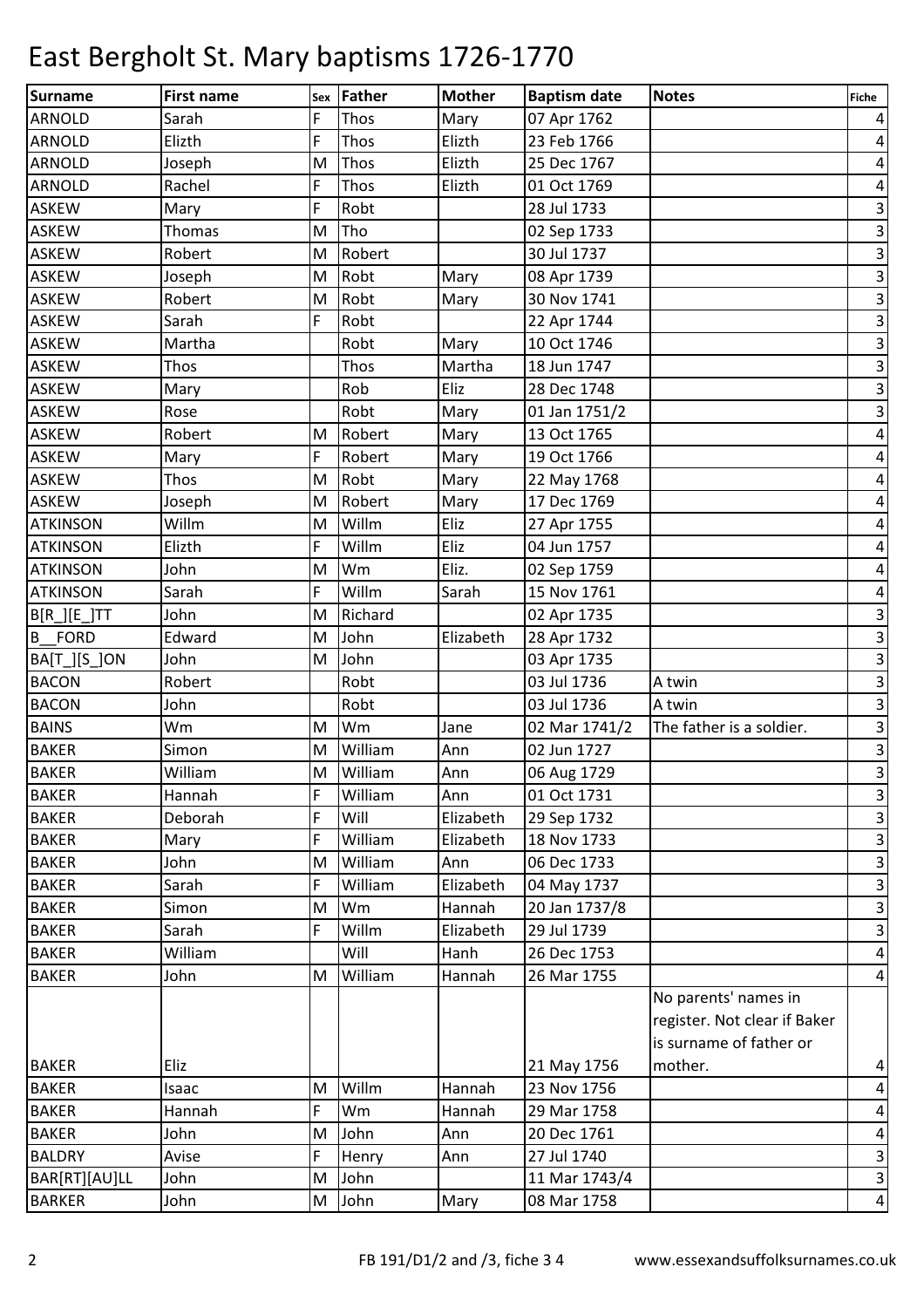# East Bergholt St. Mary baptisms 1726-1770

| Surname | First name | Sex | Father | Mother | Baptism date | Notes | Fiche |
|---|---|---|---|---|---|---|---|
| ARNOLD | Sarah | F | Thos | Mary | 07 Apr 1762 | | 4 |
| ARNOLD | Elizth | F | Thos | Elizth | 23 Feb 1766 | | 4 |
| ARNOLD | Joseph | M | Thos | Elizth | 25 Dec 1767 | | 4 |
| ARNOLD | Rachel | F | Thos | Elizth | 01 Oct 1769 | | 4 |
| ASKEW | Mary | F | Robt | | 28 Jul 1733 | | 3 |
| ASKEW | Thomas | M | Tho | | 02 Sep 1733 | | 3 |
| ASKEW | Robert | M | Robert | | 30 Jul 1737 | | 3 |
| ASKEW | Joseph | M | Robt | Mary | 08 Apr 1739 | | 3 |
| ASKEW | Robert | M | Robt | Mary | 30 Nov 1741 | | 3 |
| ASKEW | Sarah | F | Robt | | 22 Apr 1744 | | 3 |
| ASKEW | Martha | | Robt | Mary | 10 Oct 1746 | | 3 |
| ASKEW | Thos | | Thos | Martha | 18 Jun 1747 | | 3 |
| ASKEW | Mary | | Rob | Eliz | 28 Dec 1748 | | 3 |
| ASKEW | Rose | | Robt | Mary | 01 Jan 1751/2 | | 3 |
| ASKEW | Robert | M | Robert | Mary | 13 Oct 1765 | | 4 |
| ASKEW | Mary | F | Robert | Mary | 19 Oct 1766 | | 4 |
| ASKEW | Thos | M | Robt | Mary | 22 May 1768 | | 4 |
| ASKEW | Joseph | M | Robert | Mary | 17 Dec 1769 | | 4 |
| ATKINSON | Willm | M | Willm | Eliz | 27 Apr 1755 | | 4 |
| ATKINSON | Elizth | F | Willm | Eliz | 04 Jun 1757 | | 4 |
| ATKINSON | John | M | Wm | Eliz. | 02 Sep 1759 | | 4 |
| ATKINSON | Sarah | F | Willm | Sarah | 15 Nov 1761 | | 4 |
| B[R_][E_]TT | John | M | Richard | | 02 Apr 1735 | | 3 |
| B__FORD | Edward | M | John | Elizabeth | 28 Apr 1732 | | 3 |
| BA[T_][S_]ON | John | M | John | | 03 Apr 1735 | | 3 |
| BACON | Robert | | Robt | | 03 Jul 1736 | A twin | 3 |
| BACON | John | | Robt | | 03 Jul 1736 | A twin | 3 |
| BAINS | Wm | M | Wm | Jane | 02 Mar 1741/2 | The father is a soldier. | 3 |
| BAKER | Simon | M | William | Ann | 02 Jun 1727 | | 3 |
| BAKER | William | M | William | Ann | 06 Aug 1729 | | 3 |
| BAKER | Hannah | F | William | Ann | 01 Oct 1731 | | 3 |
| BAKER | Deborah | F | Will | Elizabeth | 29 Sep 1732 | | 3 |
| BAKER | Mary | F | William | Elizabeth | 18 Nov 1733 | | 3 |
| BAKER | John | M | William | Ann | 06 Dec 1733 | | 3 |
| BAKER | Sarah | F | William | Elizabeth | 04 May 1737 | | 3 |
| BAKER | Simon | M | Wm | Hannah | 20 Jan 1737/8 | | 3 |
| BAKER | Sarah | F | Willm | Elizabeth | 29 Jul 1739 | | 3 |
| BAKER | William | | Will | Hanh | 26 Dec 1753 | | 4 |
| BAKER | John | M | William | Hannah | 26 Mar 1755 | | 4 |
| BAKER | Eliz | | | | 21 May 1756 | No parents' names in register. Not clear if Baker is surname of father or mother. | 4 |
| BAKER | Isaac | M | Willm | Hannah | 23 Nov 1756 | | 4 |
| BAKER | Hannah | F | Wm | Hannah | 29 Mar 1758 | | 4 |
| BAKER | John | M | John | Ann | 20 Dec 1761 | | 4 |
| BALDRY | Avise | F | Henry | Ann | 27 Jul 1740 | | 3 |
| BAR[RT][AU]LL | John | M | John | | 11 Mar 1743/4 | | 3 |
| BARKER | John | M | John | Mary | 08 Mar 1758 | | 4 |

FB 191/D1/2 and /3, fiche 3 4 www.essexandsuffolksurnames.co.uk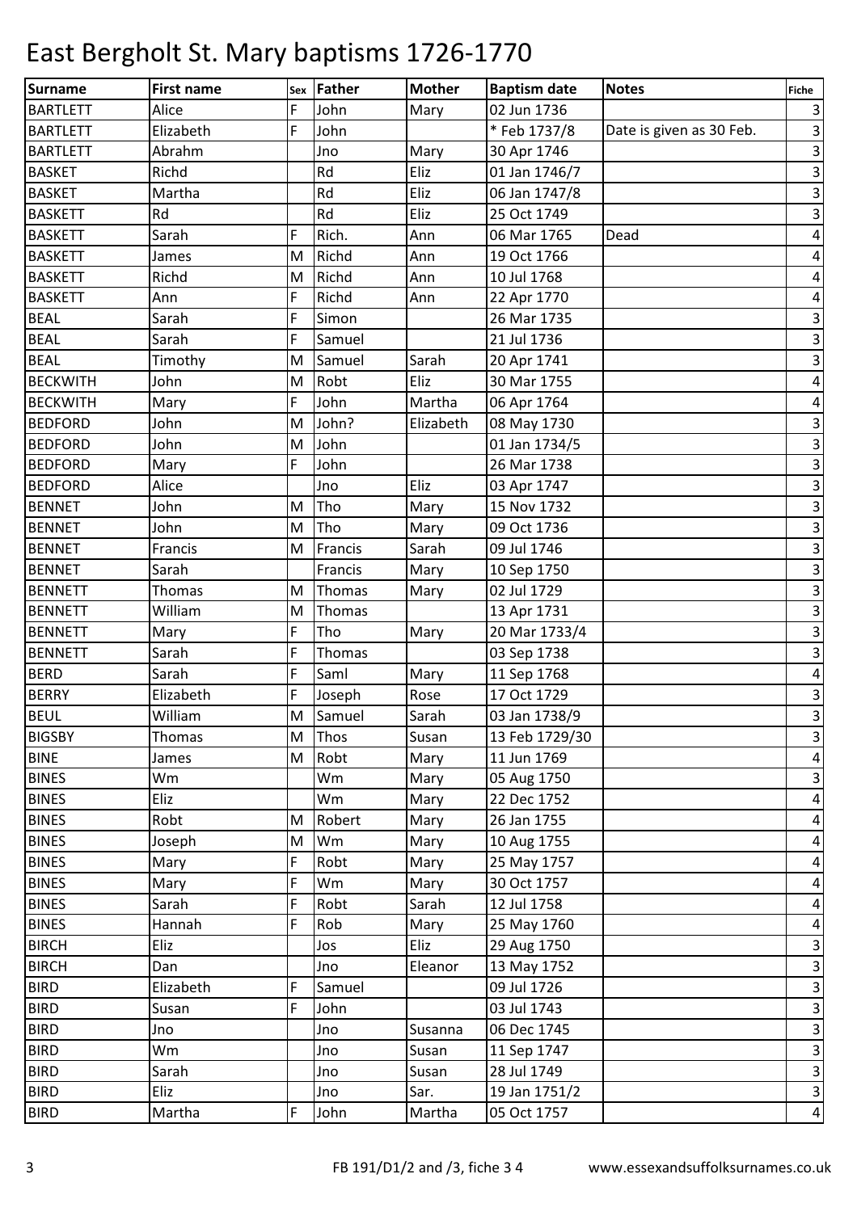# East Bergholt St. Mary baptisms 1726-1770

| Surname | First name | Sex | Father | Mother | Baptism date | Notes | Fiche |
|---|---|---|---|---|---|---|---|
| BARTLETT | Alice | F | John | Mary | 02 Jun 1736 | | 3 |
| BARTLETT | Elizabeth | F | John | | * Feb 1737/8 | Date is given as 30 Feb. | 3 |
| BARTLETT | Abrahm | | Jno | Mary | 30 Apr 1746 | | 3 |
| BASKET | Richd | | Rd | Eliz | 01 Jan 1746/7 | | 3 |
| BASKET | Martha | | Rd | Eliz | 06 Jan 1747/8 | | 3 |
| BASKETT | Rd | | Rd | Eliz | 25 Oct 1749 | | 3 |
| BASKETT | Sarah | F | Rich. | Ann | 06 Mar 1765 | Dead | 4 |
| BASKETT | James | M | Richd | Ann | 19 Oct 1766 | | 4 |
| BASKETT | Richd | M | Richd | Ann | 10 Jul 1768 | | 4 |
| BASKETT | Ann | F | Richd | Ann | 22 Apr 1770 | | 4 |
| BEAL | Sarah | F | Simon | | 26 Mar 1735 | | 3 |
| BEAL | Sarah | F | Samuel | | 21 Jul 1736 | | 3 |
| BEAL | Timothy | M | Samuel | Sarah | 20 Apr 1741 | | 3 |
| BECKWITH | John | M | Robt | Eliz | 30 Mar 1755 | | 4 |
| BECKWITH | Mary | F | John | Martha | 06 Apr 1764 | | 4 |
| BEDFORD | John | M | John? | Elizabeth | 08 May 1730 | | 3 |
| BEDFORD | John | M | John | | 01 Jan 1734/5 | | 3 |
| BEDFORD | Mary | F | John | | 26 Mar 1738 | | 3 |
| BEDFORD | Alice | | Jno | Eliz | 03 Apr 1747 | | 3 |
| BENNET | John | M | Tho | Mary | 15 Nov 1732 | | 3 |
| BENNET | John | M | Tho | Mary | 09 Oct 1736 | | 3 |
| BENNET | Francis | M | Francis | Sarah | 09 Jul 1746 | | 3 |
| BENNET | Sarah | | Francis | Mary | 10 Sep 1750 | | 3 |
| BENNETT | Thomas | M | Thomas | Mary | 02 Jul 1729 | | 3 |
| BENNETT | William | M | Thomas | | 13 Apr 1731 | | 3 |
| BENNETT | Mary | F | Tho | Mary | 20 Mar 1733/4 | | 3 |
| BENNETT | Sarah | F | Thomas | | 03 Sep 1738 | | 3 |
| BERD | Sarah | F | Saml | Mary | 11 Sep 1768 | | 4 |
| BERRY | Elizabeth | F | Joseph | Rose | 17 Oct 1729 | | 3 |
| BEUL | William | M | Samuel | Sarah | 03 Jan 1738/9 | | 3 |
| BIGSBY | Thomas | M | Thos | Susan | 13 Feb 1729/30 | | 3 |
| BINE | James | M | Robt | Mary | 11 Jun 1769 | | 4 |
| BINES | Wm | | Wm | Mary | 05 Aug 1750 | | 3 |
| BINES | Eliz | | Wm | Mary | 22 Dec 1752 | | 4 |
| BINES | Robt | M | Robert | Mary | 26 Jan 1755 | | 4 |
| BINES | Joseph | M | Wm | Mary | 10 Aug 1755 | | 4 |
| BINES | Mary | F | Robt | Mary | 25 May 1757 | | 4 |
| BINES | Mary | F | Wm | Mary | 30 Oct 1757 | | 4 |
| BINES | Sarah | F | Robt | Sarah | 12 Jul 1758 | | 4 |
| BINES | Hannah | F | Rob | Mary | 25 May 1760 | | 4 |
| BIRCH | Eliz | | Jos | Eliz | 29 Aug 1750 | | 3 |
| BIRCH | Dan | | Jno | Eleanor | 13 May 1752 | | 3 |
| BIRD | Elizabeth | F | Samuel | | 09 Jul 1726 | | 3 |
| BIRD | Susan | F | John | | 03 Jul 1743 | | 3 |
| BIRD | Jno | | Jno | Susanna | 06 Dec 1745 | | 3 |
| BIRD | Wm | | Jno | Susan | 11 Sep 1747 | | 3 |
| BIRD | Sarah | | Jno | Susan | 28 Jul 1749 | | 3 |
| BIRD | Eliz | | Jno | Sar. | 19 Jan 1751/2 | | 3 |
| BIRD | Martha | F | John | Martha | 05 Oct 1757 | | 4 |

FB 191/D1/2 and /3, fiche 3 4 www.essexandsuffolksurnames.co.uk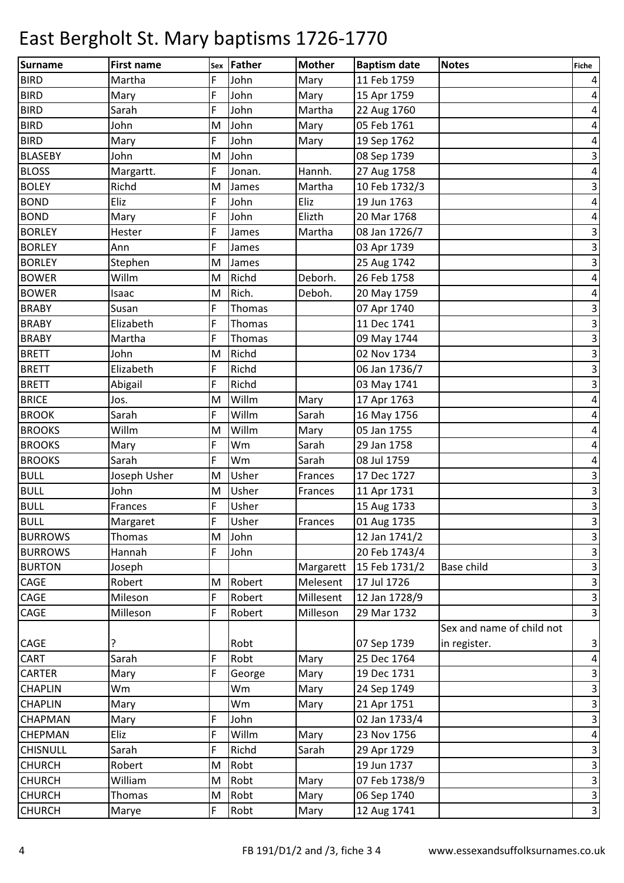# East Bergholt St. Mary baptisms 1726-1770

| Surname | First name | Sex | Father | Mother | Baptism date | Notes | Fiche |
|---|---|---|---|---|---|---|---|
| BIRD | Martha | F | John | Mary | 11 Feb 1759 | | 4 |
| BIRD | Mary | F | John | Mary | 15 Apr 1759 | | 4 |
| BIRD | Sarah | F | John | Martha | 22 Aug 1760 | | 4 |
| BIRD | John | M | John | Mary | 05 Feb 1761 | | 4 |
| BIRD | Mary | F | John | Mary | 19 Sep 1762 | | 4 |
| BLASEBY | John | M | John | | 08 Sep 1739 | | 3 |
| BLOSS | Margartt. | F | Jonan. | Hannh. | 27 Aug 1758 | | 4 |
| BOLEY | Richd | M | James | Martha | 10 Feb 1732/3 | | 3 |
| BOND | Eliz | F | John | Eliz | 19 Jun 1763 | | 4 |
| BOND | Mary | F | John | Elizth | 20 Mar 1768 | | 4 |
| BORLEY | Hester | F | James | Martha | 08 Jan 1726/7 | | 3 |
| BORLEY | Ann | F | James | | 03 Apr 1739 | | 3 |
| BORLEY | Stephen | M | James | | 25 Aug 1742 | | 3 |
| BOWER | Willm | M | Richd | Deborh. | 26 Feb 1758 | | 4 |
| BOWER | Isaac | M | Rich. | Deboh. | 20 May 1759 | | 4 |
| BRABY | Susan | F | Thomas | | 07 Apr 1740 | | 3 |
| BRABY | Elizabeth | F | Thomas | | 11 Dec 1741 | | 3 |
| BRABY | Martha | F | Thomas | | 09 May 1744 | | 3 |
| BRETT | John | M | Richd | | 02 Nov 1734 | | 3 |
| BRETT | Elizabeth | F | Richd | | 06 Jan 1736/7 | | 3 |
| BRETT | Abigail | F | Richd | | 03 May 1741 | | 3 |
| BRICE | Jos. | M | Willm | Mary | 17 Apr 1763 | | 4 |
| BROOK | Sarah | F | Willm | Sarah | 16 May 1756 | | 4 |
| BROOKS | Willm | M | Willm | Mary | 05 Jan 1755 | | 4 |
| BROOKS | Mary | F | Wm | Sarah | 29 Jan 1758 | | 4 |
| BROOKS | Sarah | F | Wm | Sarah | 08 Jul 1759 | | 4 |
| BULL | Joseph Usher | M | Usher | Frances | 17 Dec 1727 | | 3 |
| BULL | John | M | Usher | Frances | 11 Apr 1731 | | 3 |
| BULL | Frances | F | Usher | | 15 Aug 1733 | | 3 |
| BULL | Margaret | F | Usher | Frances | 01 Aug 1735 | | 3 |
| BURROWS | Thomas | M | John | | 12 Jan 1741/2 | | 3 |
| BURROWS | Hannah | F | John | | 20 Feb 1743/4 | | 3 |
| BURTON | Joseph | | | Margarett | 15 Feb 1731/2 | Base child | 3 |
| CAGE | Robert | M | Robert | Melesent | 17 Jul 1726 | | 3 |
| CAGE | Mileson | F | Robert | Millesent | 12 Jan 1728/9 | | 3 |
| CAGE | Milleson | F | Robert | Milleson | 29 Mar 1732 | | 3 |
| CAGE | ? | | Robt | | 07 Sep 1739 | Sex and name of child not in register. | 3 |
| CART | Sarah | F | Robt | Mary | 25 Dec 1764 | | 4 |
| CARTER | Mary | F | George | Mary | 19 Dec 1731 | | 3 |
| CHAPLIN | Wm | | Wm | Mary | 24 Sep 1749 | | 3 |
| CHAPLIN | Mary | | Wm | Mary | 21 Apr 1751 | | 3 |
| CHAPMAN | Mary | F | John | | 02 Jan 1733/4 | | 3 |
| CHEPMAN | Eliz | F | Willm | Mary | 23 Nov 1756 | | 4 |
| CHISNULL | Sarah | F | Richd | Sarah | 29 Apr 1729 | | 3 |
| CHURCH | Robert | M | Robt | | 19 Jun 1737 | | 3 |
| CHURCH | William | M | Robt | Mary | 07 Feb 1738/9 | | 3 |
| CHURCH | Thomas | M | Robt | Mary | 06 Sep 1740 | | 3 |
| CHURCH | Marye | F | Robt | Mary | 12 Aug 1741 | | 3 |

FB 191/D1/2 and /3, fiche 3 4 www.essexandsuffolksurnames.co.uk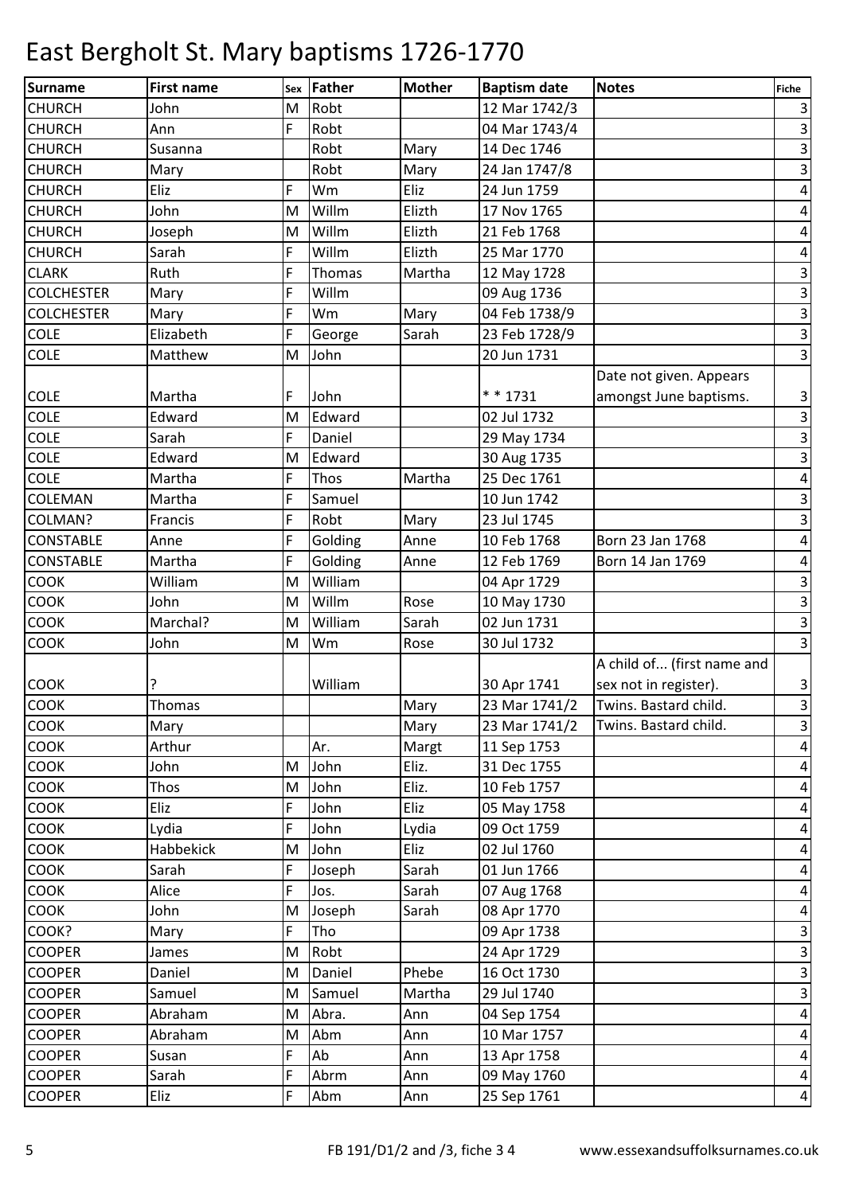# East Bergholt St. Mary baptisms 1726-1770

| Surname | First name | Sex | Father | Mother | Baptism date | Notes | Fiche |
|---|---|---|---|---|---|---|---|
| CHURCH | John | M | Robt | | 12 Mar 1742/3 | | 3 |
| CHURCH | Ann | F | Robt | | 04 Mar 1743/4 | | 3 |
| CHURCH | Susanna | | Robt | Mary | 14 Dec 1746 | | 3 |
| CHURCH | Mary | | Robt | Mary | 24 Jan 1747/8 | | 3 |
| CHURCH | Eliz | F | Wm | Eliz | 24 Jun 1759 | | 4 |
| CHURCH | John | M | Willm | Elizth | 17 Nov 1765 | | 4 |
| CHURCH | Joseph | M | Willm | Elizth | 21 Feb 1768 | | 4 |
| CHURCH | Sarah | F | Willm | Elizth | 25 Mar 1770 | | 4 |
| CLARK | Ruth | F | Thomas | Martha | 12 May 1728 | | 3 |
| COLCHESTER | Mary | F | Willm | | 09 Aug 1736 | | 3 |
| COLCHESTER | Mary | F | Wm | Mary | 04 Feb 1738/9 | | 3 |
| COLE | Elizabeth | F | George | Sarah | 23 Feb 1728/9 | | 3 |
| COLE | Matthew | M | John | | 20 Jun 1731 | | 3 |
| COLE | Martha | F | John | | * * 1731 | Date not given. Appears amongst June baptisms. | 3 |
| COLE | Edward | M | Edward | | 02 Jul 1732 | | 3 |
| COLE | Sarah | F | Daniel | | 29 May 1734 | | 3 |
| COLE | Edward | M | Edward | | 30 Aug 1735 | | 3 |
| COLE | Martha | F | Thos | Martha | 25 Dec 1761 | | 4 |
| COLEMAN | Martha | F | Samuel | | 10 Jun 1742 | | 3 |
| COLMAN? | Francis | F | Robt | Mary | 23 Jul 1745 | | 3 |
| CONSTABLE | Anne | F | Golding | Anne | 10 Feb 1768 | Born 23 Jan 1768 | 4 |
| CONSTABLE | Martha | F | Golding | Anne | 12 Feb 1769 | Born 14 Jan 1769 | 4 |
| COOK | William | M | William | | 04 Apr 1729 | | 3 |
| COOK | John | M | Willm | Rose | 10 May 1730 | | 3 |
| COOK | Marchal? | M | William | Sarah | 02 Jun 1731 | | 3 |
| COOK | John | M | Wm | Rose | 30 Jul 1732 | | 3 |
| COOK | ? | | William | | 30 Apr 1741 | A child of... (first name and sex not in register). | 3 |
| COOK | Thomas | | | Mary | 23 Mar 1741/2 | Twins. Bastard child. | 3 |
| COOK | Mary | | | Mary | 23 Mar 1741/2 | Twins. Bastard child. | 3 |
| COOK | Arthur | | Ar. | Margt | 11 Sep 1753 | | 4 |
| COOK | John | M | John | Eliz. | 31 Dec 1755 | | 4 |
| COOK | Thos | M | John | Eliz. | 10 Feb 1757 | | 4 |
| COOK | Eliz | F | John | Eliz | 05 May 1758 | | 4 |
| COOK | Lydia | F | John | Lydia | 09 Oct 1759 | | 4 |
| COOK | Habbekick | M | John | Eliz | 02 Jul 1760 | | 4 |
| COOK | Sarah | F | Joseph | Sarah | 01 Jun 1766 | | 4 |
| COOK | Alice | F | Jos. | Sarah | 07 Aug 1768 | | 4 |
| COOK | John | M | Joseph | Sarah | 08 Apr 1770 | | 4 |
| COOK? | Mary | F | Tho | | 09 Apr 1738 | | 3 |
| COOPER | James | M | Robt | | 24 Apr 1729 | | 3 |
| COOPER | Daniel | M | Daniel | Phebe | 16 Oct 1730 | | 3 |
| COOPER | Samuel | M | Samuel | Martha | 29 Jul 1740 | | 3 |
| COOPER | Abraham | M | Abra. | Ann | 04 Sep 1754 | | 4 |
| COOPER | Abraham | M | Abm | Ann | 10 Mar 1757 | | 4 |
| COOPER | Susan | F | Ab | Ann | 13 Apr 1758 | | 4 |
| COOPER | Sarah | F | Abrm | Ann | 09 May 1760 | | 4 |
| COOPER | Eliz | F | Abm | Ann | 25 Sep 1761 | | 4 |

FB 191/D1/2 and /3, fiche 3 4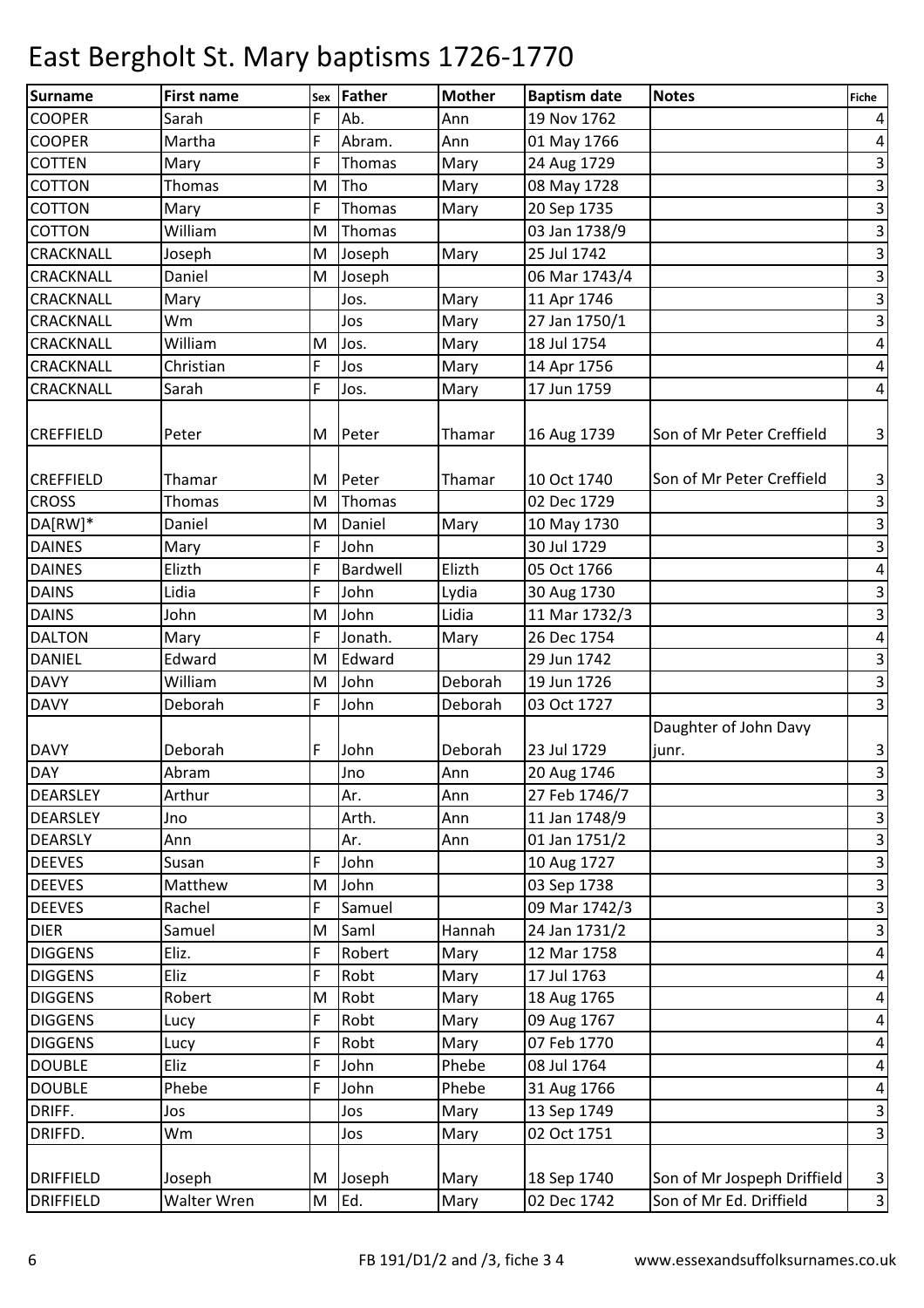# East Bergholt St. Mary baptisms 1726-1770

| Surname | First name | Sex | Father | Mother | Baptism date | Notes | Fiche |
|---|---|---|---|---|---|---|---|
| COOPER | Sarah | F | Ab. | Ann | 19 Nov 1762 | | 4 |
| COOPER | Martha | F | Abram. | Ann | 01 May 1766 | | 4 |
| COTTEN | Mary | F | Thomas | Mary | 24 Aug 1729 | | 3 |
| COTTON | Thomas | M | Tho | Mary | 08 May 1728 | | 3 |
| COTTON | Mary | F | Thomas | Mary | 20 Sep 1735 | | 3 |
| COTTON | William | M | Thomas | | 03 Jan 1738/9 | | 3 |
| CRACKNALL | Joseph | M | Joseph | Mary | 25 Jul 1742 | | 3 |
| CRACKNALL | Daniel | M | Joseph | | 06 Mar 1743/4 | | 3 |
| CRACKNALL | Mary | | Jos. | Mary | 11 Apr 1746 | | 3 |
| CRACKNALL | Wm | | Jos | Mary | 27 Jan 1750/1 | | 3 |
| CRACKNALL | William | M | Jos. | Mary | 18 Jul 1754 | | 4 |
| CRACKNALL | Christian | F | Jos | Mary | 14 Apr 1756 | | 4 |
| CRACKNALL | Sarah | F | Jos. | Mary | 17 Jun 1759 | | 4 |
| CREFFIELD | Peter | M | Peter | Thamar | 16 Aug 1739 | Son of Mr Peter Creffield | 3 |
| CREFFIELD | Thamar | M | Peter | Thamar | 10 Oct 1740 | Son of Mr Peter Creffield | 3 |
| CROSS | Thomas | M | Thomas | | 02 Dec 1729 | | 3 |
| DA[RW]* | Daniel | M | Daniel | Mary | 10 May 1730 | | 3 |
| DAINES | Mary | F | John | | 30 Jul 1729 | | 3 |
| DAINES | Elizth | F | Bardwell | Elizth | 05 Oct 1766 | | 4 |
| DAINS | Lidia | F | John | Lydia | 30 Aug 1730 | | 3 |
| DAINS | John | M | John | Lidia | 11 Mar 1732/3 | | 3 |
| DALTON | Mary | F | Jonath. | Mary | 26 Dec 1754 | | 4 |
| DANIEL | Edward | M | Edward | | 29 Jun 1742 | | 3 |
| DAVY | William | M | John | Deborah | 19 Jun 1726 | | 3 |
| DAVY | Deborah | F | John | Deborah | 03 Oct 1727 | | 3 |
| DAVY | Deborah | F | John | Deborah | 23 Jul 1729 | Daughter of John Davy junr. | 3 |
| DAY | Abram | | Jno | Ann | 20 Aug 1746 | | 3 |
| DEARSLEY | Arthur | | Ar. | Ann | 27 Feb 1746/7 | | 3 |
| DEARSLEY | Jno | | Arth. | Ann | 11 Jan 1748/9 | | 3 |
| DEARSLY | Ann | | Ar. | Ann | 01 Jan 1751/2 | | 3 |
| DEEVES | Susan | F | John | | 10 Aug 1727 | | 3 |
| DEEVES | Matthew | M | John | | 03 Sep 1738 | | 3 |
| DEEVES | Rachel | F | Samuel | | 09 Mar 1742/3 | | 3 |
| DIER | Samuel | M | Saml | Hannah | 24 Jan 1731/2 | | 3 |
| DIGGENS | Eliz. | F | Robert | Mary | 12 Mar 1758 | | 4 |
| DIGGENS | Eliz | F | Robt | Mary | 17 Jul 1763 | | 4 |
| DIGGENS | Robert | M | Robt | Mary | 18 Aug 1765 | | 4 |
| DIGGENS | Lucy | F | Robt | Mary | 09 Aug 1767 | | 4 |
| DIGGENS | Lucy | F | Robt | Mary | 07 Feb 1770 | | 4 |
| DOUBLE | Eliz | F | John | Phebe | 08 Jul 1764 | | 4 |
| DOUBLE | Phebe | F | John | Phebe | 31 Aug 1766 | | 4 |
| DRIFF. | Jos | | Jos | Mary | 13 Sep 1749 | | 3 |
| DRIFFD. | Wm | | Jos | Mary | 02 Oct 1751 | | 3 |
| DRIFFIELD | Joseph | M | Joseph | Mary | 18 Sep 1740 | Son of Mr Jospeph Driffield | 3 |
| DRIFFIELD | Walter Wren | M | Ed. | Mary | 02 Dec 1742 | Son of Mr Ed. Driffield | 3 |

FB 191/D1/2 and /3, fiche 3 4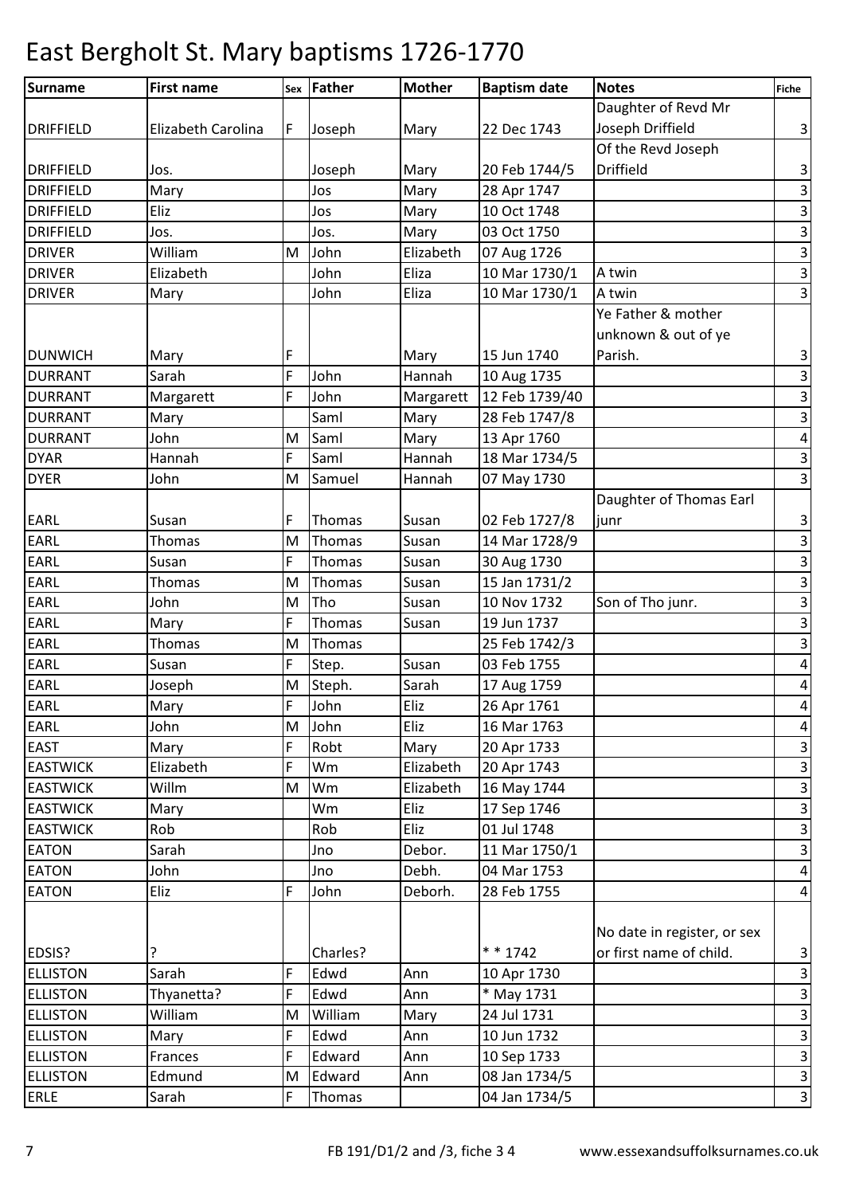# East Bergholt St. Mary baptisms 1726-1770

| Surname | First name | Sex | Father | Mother | Baptism date | Notes | Fiche |
|---|---|---|---|---|---|---|---|
| DRIFFIELD | Elizabeth Carolina | F | Joseph | Mary | 22 Dec 1743 | Daughter of Revd Mr Joseph Driffield | 3 |
| DRIFFIELD | Jos. | | Joseph | Mary | 20 Feb 1744/5 | Of the Revd Joseph Driffield | 3 |
| DRIFFIELD | Mary | | Jos | Mary | 28 Apr 1747 | | 3 |
| DRIFFIELD | Eliz | | Jos | Mary | 10 Oct 1748 | | 3 |
| DRIFFIELD | Jos. | | Jos. | Mary | 03 Oct 1750 | | 3 |
| DRIVER | William | M | John | Elizabeth | 07 Aug 1726 | | 3 |
| DRIVER | Elizabeth | | John | Eliza | 10 Mar 1730/1 | A twin | 3 |
| DRIVER | Mary | | John | Eliza | 10 Mar 1730/1 | A twin | 3 |
| DUNWICH | Mary | F | | Mary | 15 Jun 1740 | Ye Father & mother unknown & out of ye Parish. | 3 |
| DURRANT | Sarah | F | John | Hannah | 10 Aug 1735 | | 3 |
| DURRANT | Margarett | F | John | Margarett | 12 Feb 1739/40 | | 3 |
| DURRANT | Mary | | Saml | Mary | 28 Feb 1747/8 | | 3 |
| DURRANT | John | M | Saml | Mary | 13 Apr 1760 | | 4 |
| DYAR | Hannah | F | Saml | Hannah | 18 Mar 1734/5 | | 3 |
| DYER | John | M | Samuel | Hannah | 07 May 1730 | | 3 |
| EARL | Susan | F | Thomas | Susan | 02 Feb 1727/8 | Daughter of Thomas Earl junr | 3 |
| EARL | Thomas | M | Thomas | Susan | 14 Mar 1728/9 | | 3 |
| EARL | Susan | F | Thomas | Susan | 30 Aug 1730 | | 3 |
| EARL | Thomas | M | Thomas | Susan | 15 Jan 1731/2 | | 3 |
| EARL | John | M | Tho | Susan | 10 Nov 1732 | Son of Tho junr. | 3 |
| EARL | Mary | F | Thomas | Susan | 19 Jun 1737 | | 3 |
| EARL | Thomas | M | Thomas | | 25 Feb 1742/3 | | 3 |
| EARL | Susan | F | Step. | Susan | 03 Feb 1755 | | 4 |
| EARL | Joseph | M | Steph. | Sarah | 17 Aug 1759 | | 4 |
| EARL | Mary | F | John | Eliz | 26 Apr 1761 | | 4 |
| EARL | John | M | John | Eliz | 16 Mar 1763 | | 4 |
| EAST | Mary | F | Robt | Mary | 20 Apr 1733 | | 3 |
| EASTWICK | Elizabeth | F | Wm | Elizabeth | 20 Apr 1743 | | 3 |
| EASTWICK | Willm | M | Wm | Elizabeth | 16 May 1744 | | 3 |
| EASTWICK | Mary | | Wm | Eliz | 17 Sep 1746 | | 3 |
| EASTWICK | Rob | | Rob | Eliz | 01 Jul 1748 | | 3 |
| EATON | Sarah | | Jno | Debor. | 11 Mar 1750/1 | | 3 |
| EATON | John | | Jno | Debh. | 04 Mar 1753 | | 4 |
| EATON | Eliz | F | John | Deborh. | 28 Feb 1755 | | 4 |
| EDSIS? | ? | | Charles? | | * * 1742 | No date in register, or sex or first name of child. | 3 |
| ELLISTON | Sarah | F | Edwd | Ann | 10 Apr 1730 | | 3 |
| ELLISTON | Thyanetta? | F | Edwd | Ann | * May 1731 | | 3 |
| ELLISTON | William | M | William | Mary | 24 Jul 1731 | | 3 |
| ELLISTON | Mary | F | Edwd | Ann | 10 Jun 1732 | | 3 |
| ELLISTON | Frances | F | Edward | Ann | 10 Sep 1733 | | 3 |
| ELLISTON | Edmund | M | Edward | Ann | 08 Jan 1734/5 | | 3 |
| ERLE | Sarah | F | Thomas | | 04 Jan 1734/5 | | 3 |

FB 191/D1/2 and /3, fiche 3 4 www.essexandsuffolksurnames.co.uk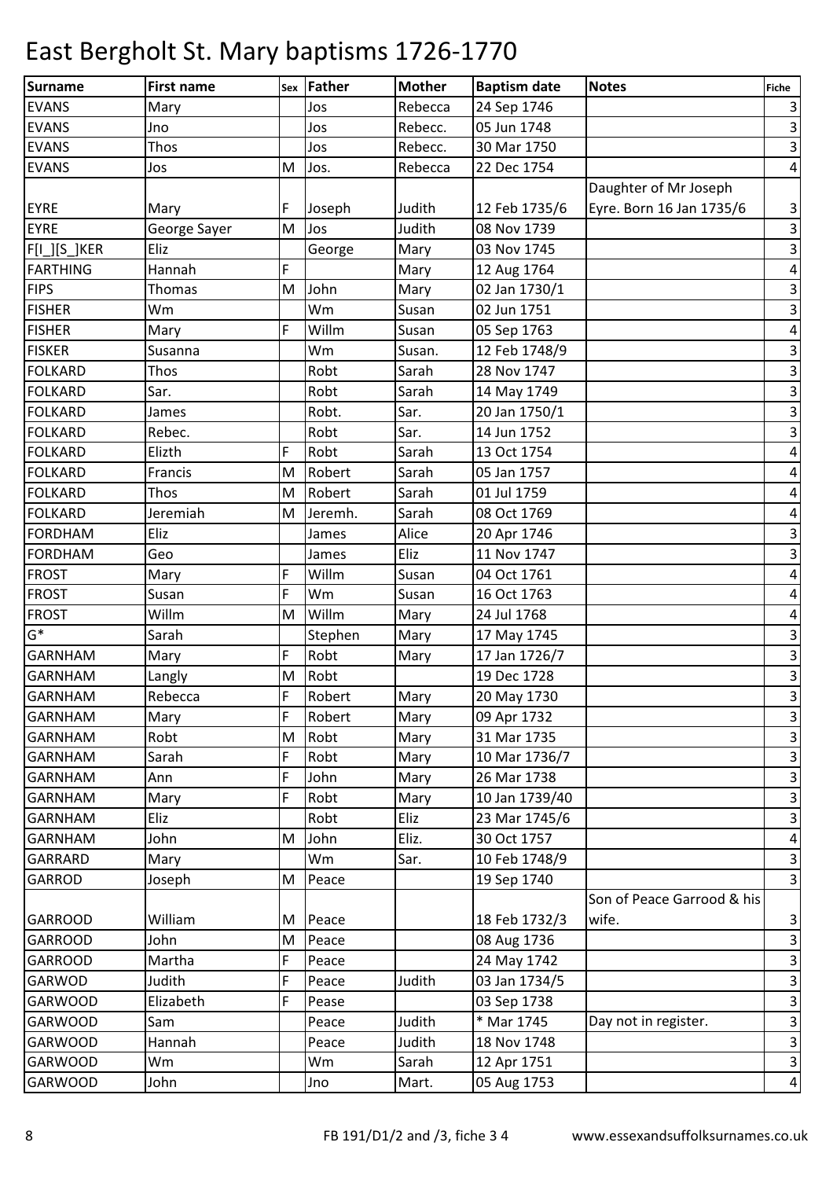# East Bergholt St. Mary baptisms 1726-1770

| Surname | First name | Sex | Father | Mother | Baptism date | Notes | Fiche |
|---|---|---|---|---|---|---|---|
| EVANS | Mary | | Jos | Rebecca | 24 Sep 1746 | | 3 |
| EVANS | Jno | | Jos | Rebecc. | 05 Jun 1748 | | 3 |
| EVANS | Thos | | Jos | Rebecc. | 30 Mar 1750 | | 3 |
| EVANS | Jos | M | Jos. | Rebecca | 22 Dec 1754 | | 4 |
| EYRE | Mary | F | Joseph | Judith | 12 Feb 1735/6 | Daughter of Mr Joseph Eyre. Born 16 Jan 1735/6 | 3 |
| EYRE | George Sayer | M | Jos | Judith | 08 Nov 1739 | | 3 |
| F[I_][S_]KER | Eliz | | George | Mary | 03 Nov 1745 | | 3 |
| FARTHING | Hannah | F | | Mary | 12 Aug 1764 | | 4 |
| FIPS | Thomas | M | John | Mary | 02 Jan 1730/1 | | 3 |
| FISHER | Wm | | Wm | Susan | 02 Jun 1751 | | 3 |
| FISHER | Mary | F | Willm | Susan | 05 Sep 1763 | | 4 |
| FISKER | Susanna | | Wm | Susan. | 12 Feb 1748/9 | | 3 |
| FOLKARD | Thos | | Robt | Sarah | 28 Nov 1747 | | 3 |
| FOLKARD | Sar. | | Robt | Sarah | 14 May 1749 | | 3 |
| FOLKARD | James | | Robt. | Sar. | 20 Jan 1750/1 | | 3 |
| FOLKARD | Rebec. | | Robt | Sar. | 14 Jun 1752 | | 3 |
| FOLKARD | Elizth | F | Robt | Sarah | 13 Oct 1754 | | 4 |
| FOLKARD | Francis | M | Robert | Sarah | 05 Jan 1757 | | 4 |
| FOLKARD | Thos | M | Robert | Sarah | 01 Jul 1759 | | 4 |
| FOLKARD | Jeremiah | M | Jeremh. | Sarah | 08 Oct 1769 | | 4 |
| FORDHAM | Eliz | | James | Alice | 20 Apr 1746 | | 3 |
| FORDHAM | Geo | | James | Eliz | 11 Nov 1747 | | 3 |
| FROST | Mary | F | Willm | Susan | 04 Oct 1761 | | 4 |
| FROST | Susan | F | Wm | Susan | 16 Oct 1763 | | 4 |
| FROST | Willm | M | Willm | Mary | 24 Jul 1768 | | 4 |
| G* | Sarah | | Stephen | Mary | 17 May 1745 | | 3 |
| GARNHAM | Mary | F | Robt | Mary | 17 Jan 1726/7 | | 3 |
| GARNHAM | Langly | M | Robt | | 19 Dec 1728 | | 3 |
| GARNHAM | Rebecca | F | Robert | Mary | 20 May 1730 | | 3 |
| GARNHAM | Mary | F | Robert | Mary | 09 Apr 1732 | | 3 |
| GARNHAM | Robt | M | Robt | Mary | 31 Mar 1735 | | 3 |
| GARNHAM | Sarah | F | Robt | Mary | 10 Mar 1736/7 | | 3 |
| GARNHAM | Ann | F | John | Mary | 26 Mar 1738 | | 3 |
| GARNHAM | Mary | F | Robt | Mary | 10 Jan 1739/40 | | 3 |
| GARNHAM | Eliz | | Robt | Eliz | 23 Mar 1745/6 | | 3 |
| GARNHAM | John | M | John | Eliz. | 30 Oct 1757 | | 4 |
| GARRARD | Mary | | Wm | Sar. | 10 Feb 1748/9 | | 3 |
| GARROD | Joseph | M | Peace | | 19 Sep 1740 | | 3 |
| GARROOD | William | M | Peace | | 18 Feb 1732/3 | Son of Peace Garrood & his wife. | 3 |
| GARROOD | John | M | Peace | | 08 Aug 1736 | | 3 |
| GARROOD | Martha | F | Peace | | 24 May 1742 | | 3 |
| GARWOD | Judith | F | Peace | Judith | 03 Jan 1734/5 | | 3 |
| GARWOOD | Elizabeth | F | Pease | | 03 Sep 1738 | | 3 |
| GARWOOD | Sam | | Peace | Judith | * Mar 1745 | Day not in register. | 3 |
| GARWOOD | Hannah | | Peace | Judith | 18 Nov 1748 | | 3 |
| GARWOOD | Wm | | Wm | Sarah | 12 Apr 1751 | | 3 |
| GARWOOD | John | | Jno | Mart. | 05 Aug 1753 | | 4 |

FB 191/D1/2 and /3, fiche 3 4 www.essexandsuffolksurnames.co.uk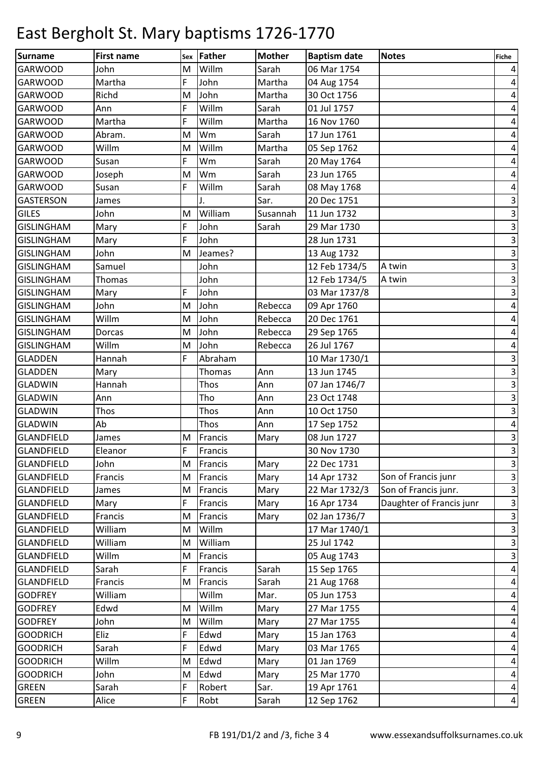# East Bergholt St. Mary baptisms 1726-1770

| Surname | First name | Sex | Father | Mother | Baptism date | Notes | Fiche |
|---|---|---|---|---|---|---|---|
| GARWOOD | John | M | Willm | Sarah | 06 Mar 1754 | | 4 |
| GARWOOD | Martha | F | John | Martha | 04 Aug 1754 | | 4 |
| GARWOOD | Richd | M | John | Martha | 30 Oct 1756 | | 4 |
| GARWOOD | Ann | F | Willm | Sarah | 01 Jul 1757 | | 4 |
| GARWOOD | Martha | F | Willm | Martha | 16 Nov 1760 | | 4 |
| GARWOOD | Abram. | M | Wm | Sarah | 17 Jun 1761 | | 4 |
| GARWOOD | Willm | M | Willm | Martha | 05 Sep 1762 | | 4 |
| GARWOOD | Susan | F | Wm | Sarah | 20 May 1764 | | 4 |
| GARWOOD | Joseph | M | Wm | Sarah | 23 Jun 1765 | | 4 |
| GARWOOD | Susan | F | Willm | Sarah | 08 May 1768 | | 4 |
| GASTERSON | James | | J. | Sar. | 20 Dec 1751 | | 3 |
| GILES | John | M | William | Susannah | 11 Jun 1732 | | 3 |
| GISLINGHAM | Mary | F | John | Sarah | 29 Mar 1730 | | 3 |
| GISLINGHAM | Mary | F | John | | 28 Jun 1731 | | 3 |
| GISLINGHAM | John | M | Jeames? | | 13 Aug 1732 | | 3 |
| GISLINGHAM | Samuel | | John | | 12 Feb 1734/5 | A twin | 3 |
| GISLINGHAM | Thomas | | John | | 12 Feb 1734/5 | A twin | 3 |
| GISLINGHAM | Mary | F | John | | 03 Mar 1737/8 | | 3 |
| GISLINGHAM | John | M | John | Rebecca | 09 Apr 1760 | | 4 |
| GISLINGHAM | Willm | M | John | Rebecca | 20 Dec 1761 | | 4 |
| GISLINGHAM | Dorcas | M | John | Rebecca | 29 Sep 1765 | | 4 |
| GISLINGHAM | Willm | M | John | Rebecca | 26 Jul 1767 | | 4 |
| GLADDEN | Hannah | F | Abraham | | 10 Mar 1730/1 | | 3 |
| GLADDEN | Mary | | Thomas | Ann | 13 Jun 1745 | | 3 |
| GLADWIN | Hannah | | Thos | Ann | 07 Jan 1746/7 | | 3 |
| GLADWIN | Ann | | Tho | Ann | 23 Oct 1748 | | 3 |
| GLADWIN | Thos | | Thos | Ann | 10 Oct 1750 | | 3 |
| GLADWIN | Ab | | Thos | Ann | 17 Sep 1752 | | 4 |
| GLANDFIELD | James | M | Francis | Mary | 08 Jun 1727 | | 3 |
| GLANDFIELD | Eleanor | F | Francis | | 30 Nov 1730 | | 3 |
| GLANDFIELD | John | M | Francis | Mary | 22 Dec 1731 | | 3 |
| GLANDFIELD | Francis | M | Francis | Mary | 14 Apr 1732 | Son of Francis junr | 3 |
| GLANDFIELD | James | M | Francis | Mary | 22 Mar 1732/3 | Son of Francis junr. | 3 |
| GLANDFIELD | Mary | F | Francis | Mary | 16 Apr 1734 | Daughter of Francis junr | 3 |
| GLANDFIELD | Francis | M | Francis | Mary | 02 Jan 1736/7 | | 3 |
| GLANDFIELD | William | M | Willm | | 17 Mar 1740/1 | | 3 |
| GLANDFIELD | William | M | William | | 25 Jul 1742 | | 3 |
| GLANDFIELD | Willm | M | Francis | | 05 Aug 1743 | | 3 |
| GLANDFIELD | Sarah | F | Francis | Sarah | 15 Sep 1765 | | 4 |
| GLANDFIELD | Francis | M | Francis | Sarah | 21 Aug 1768 | | 4 |
| GODFREY | William | | Willm | Mar. | 05 Jun 1753 | | 4 |
| GODFREY | Edwd | M | Willm | Mary | 27 Mar 1755 | | 4 |
| GODFREY | John | M | Willm | Mary | 27 Mar 1755 | | 4 |
| GOODRICH | Eliz | F | Edwd | Mary | 15 Jan 1763 | | 4 |
| GOODRICH | Sarah | F | Edwd | Mary | 03 Mar 1765 | | 4 |
| GOODRICH | Willm | M | Edwd | Mary | 01 Jan 1769 | | 4 |
| GOODRICH | John | M | Edwd | Mary | 25 Mar 1770 | | 4 |
| GREEN | Sarah | F | Robert | Sar. | 19 Apr 1761 | | 4 |
| GREEN | Alice | F | Robt | Sarah | 12 Sep 1762 | | 4 |

FB 191/D1/2 and /3, fiche 3 4 www.essexandsuffolksurnames.co.uk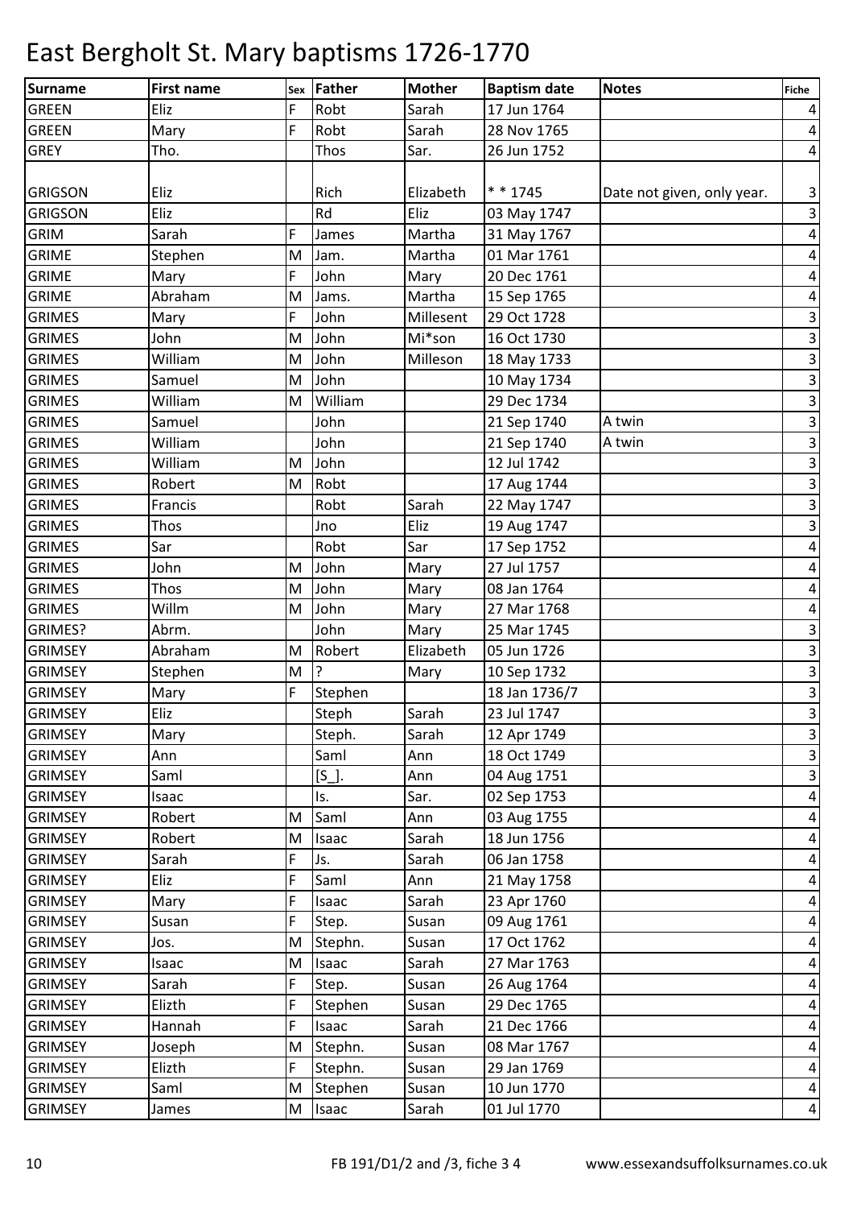# East Bergholt St. Mary baptisms 1726-1770

| Surname | First name | Sex | Father | Mother | Baptism date | Notes | Fiche |
|---|---|---|---|---|---|---|---|
| GREEN | Eliz | F | Robt | Sarah | 17 Jun 1764 | | 4 |
| GREEN | Mary | F | Robt | Sarah | 28 Nov 1765 | | 4 |
| GREY | Tho. | | Thos | Sar. | 26 Jun 1752 | | 4 |
| GRIGSON | Eliz | | Rich | Elizabeth | * * 1745 | Date not given, only year. | 3 |
| GRIGSON | Eliz | | Rd | Eliz | 03 May 1747 | | 3 |
| GRIM | Sarah | F | James | Martha | 31 May 1767 | | 4 |
| GRIME | Stephen | M | Jam. | Martha | 01 Mar 1761 | | 4 |
| GRIME | Mary | F | John | Mary | 20 Dec 1761 | | 4 |
| GRIME | Abraham | M | Jams. | Martha | 15 Sep 1765 | | 4 |
| GRIMES | Mary | F | John | Millesent | 29 Oct 1728 | | 3 |
| GRIMES | John | M | John | Mi*son | 16 Oct 1730 | | 3 |
| GRIMES | William | M | John | Milleson | 18 May 1733 | | 3 |
| GRIMES | Samuel | M | John | | 10 May 1734 | | 3 |
| GRIMES | William | M | William | | 29 Dec 1734 | | 3 |
| GRIMES | Samuel | | John | | 21 Sep 1740 | A twin | 3 |
| GRIMES | William | | John | | 21 Sep 1740 | A twin | 3 |
| GRIMES | William | M | John | | 12 Jul 1742 | | 3 |
| GRIMES | Robert | M | Robt | | 17 Aug 1744 | | 3 |
| GRIMES | Francis | | Robt | Sarah | 22 May 1747 | | 3 |
| GRIMES | Thos | | Jno | Eliz | 19 Aug 1747 | | 3 |
| GRIMES | Sar | | Robt | Sar | 17 Sep 1752 | | 4 |
| GRIMES | John | M | John | Mary | 27 Jul 1757 | | 4 |
| GRIMES | Thos | M | John | Mary | 08 Jan 1764 | | 4 |
| GRIMES | Willm | M | John | Mary | 27 Mar 1768 | | 4 |
| GRIMES? | Abrm. | | John | Mary | 25 Mar 1745 | | 3 |
| GRIMSEY | Abraham | M | Robert | Elizabeth | 05 Jun 1726 | | 3 |
| GRIMSEY | Stephen | M | ? | Mary | 10 Sep 1732 | | 3 |
| GRIMSEY | Mary | F | Stephen | | 18 Jan 1736/7 | | 3 |
| GRIMSEY | Eliz | | Steph | Sarah | 23 Jul 1747 | | 3 |
| GRIMSEY | Mary | | Steph. | Sarah | 12 Apr 1749 | | 3 |
| GRIMSEY | Ann | | Saml | Ann | 18 Oct 1749 | | 3 |
| GRIMSEY | Saml | | [S_]. | Ann | 04 Aug 1751 | | 3 |
| GRIMSEY | Isaac | | Is. | Sar. | 02 Sep 1753 | | 4 |
| GRIMSEY | Robert | M | Saml | Ann | 03 Aug 1755 | | 4 |
| GRIMSEY | Robert | M | Isaac | Sarah | 18 Jun 1756 | | 4 |
| GRIMSEY | Sarah | F | Js. | Sarah | 06 Jan 1758 | | 4 |
| GRIMSEY | Eliz | F | Saml | Ann | 21 May 1758 | | 4 |
| GRIMSEY | Mary | F | Isaac | Sarah | 23 Apr 1760 | | 4 |
| GRIMSEY | Susan | F | Step. | Susan | 09 Aug 1761 | | 4 |
| GRIMSEY | Jos. | M | Stephn. | Susan | 17 Oct 1762 | | 4 |
| GRIMSEY | Isaac | M | Isaac | Sarah | 27 Mar 1763 | | 4 |
| GRIMSEY | Sarah | F | Step. | Susan | 26 Aug 1764 | | 4 |
| GRIMSEY | Elizth | F | Stephen | Susan | 29 Dec 1765 | | 4 |
| GRIMSEY | Hannah | F | Isaac | Sarah | 21 Dec 1766 | | 4 |
| GRIMSEY | Joseph | M | Stephn. | Susan | 08 Mar 1767 | | 4 |
| GRIMSEY | Elizth | F | Stephn. | Susan | 29 Jan 1769 | | 4 |
| GRIMSEY | Saml | M | Stephen | Susan | 10 Jun 1770 | | 4 |
| GRIMSEY | James | M | Isaac | Sarah | 01 Jul 1770 | | 4 |

FB 191/D1/2 and /3, fiche 3 4 www.essexandsuffolksurnames.co.uk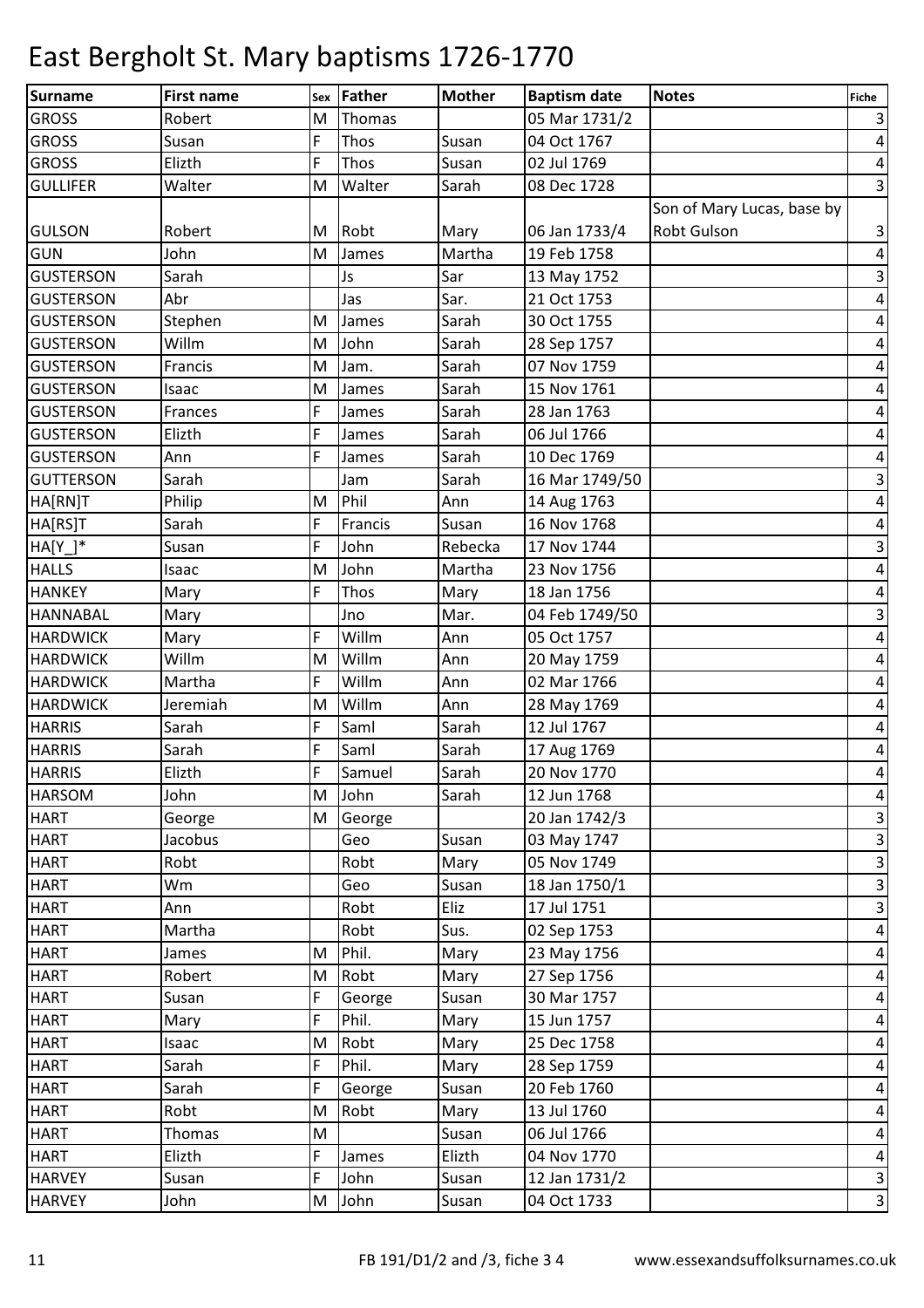# East Bergholt St. Mary baptisms 1726-1770

| Surname | First name | Sex | Father | Mother | Baptism date | Notes | Fiche |
|---|---|---|---|---|---|---|---|
| GROSS | Robert | M | Thomas | | 05 Mar 1731/2 | | 3 |
| GROSS | Susan | F | Thos | Susan | 04 Oct 1767 | | 4 |
| GROSS | Elizth | F | Thos | Susan | 02 Jul 1769 | | 4 |
| GULLIFER | Walter | M | Walter | Sarah | 08 Dec 1728 | | 3 |
| GULSON | Robert | M | Robt | Mary | 06 Jan 1733/4 | Son of Mary Lucas, base by Robt Gulson | 3 |
| GUN | John | M | James | Martha | 19 Feb 1758 | | 4 |
| GUSTERSON | Sarah | | Js | Sar | 13 May 1752 | | 3 |
| GUSTERSON | Abr | | Jas | Sar. | 21 Oct 1753 | | 4 |
| GUSTERSON | Stephen | M | James | Sarah | 30 Oct 1755 | | 4 |
| GUSTERSON | Willm | M | John | Sarah | 28 Sep 1757 | | 4 |
| GUSTERSON | Francis | M | Jam. | Sarah | 07 Nov 1759 | | 4 |
| GUSTERSON | Isaac | M | James | Sarah | 15 Nov 1761 | | 4 |
| GUSTERSON | Frances | F | James | Sarah | 28 Jan 1763 | | 4 |
| GUSTERSON | Elizth | F | James | Sarah | 06 Jul 1766 | | 4 |
| GUSTERSON | Ann | F | James | Sarah | 10 Dec 1769 | | 4 |
| GUTTERSON | Sarah | | Jam | Sarah | 16 Mar 1749/50 | | 3 |
| HA[RN]T | Philip | M | Phil | Ann | 14 Aug 1763 | | 4 |
| HA[RS]T | Sarah | F | Francis | Susan | 16 Nov 1768 | | 4 |
| HA[Y_]* | Susan | F | John | Rebecka | 17 Nov 1744 | | 3 |
| HALLS | Isaac | M | John | Martha | 23 Nov 1756 | | 4 |
| HANKEY | Mary | F | Thos | Mary | 18 Jan 1756 | | 4 |
| HANNABAL | Mary | | Jno | Mar. | 04 Feb 1749/50 | | 3 |
| HARDWICK | Mary | F | Willm | Ann | 05 Oct 1757 | | 4 |
| HARDWICK | Willm | M | Willm | Ann | 20 May 1759 | | 4 |
| HARDWICK | Martha | F | Willm | Ann | 02 Mar 1766 | | 4 |
| HARDWICK | Jeremiah | M | Willm | Ann | 28 May 1769 | | 4 |
| HARRIS | Sarah | F | Saml | Sarah | 12 Jul 1767 | | 4 |
| HARRIS | Sarah | F | Saml | Sarah | 17 Aug 1769 | | 4 |
| HARRIS | Elizth | F | Samuel | Sarah | 20 Nov 1770 | | 4 |
| HARSOM | John | M | John | Sarah | 12 Jun 1768 | | 4 |
| HART | George | M | George | | 20 Jan 1742/3 | | 3 |
| HART | Jacobus | | Geo | Susan | 03 May 1747 | | 3 |
| HART | Robt | | Robt | Mary | 05 Nov 1749 | | 3 |
| HART | Wm | | Geo | Susan | 18 Jan 1750/1 | | 3 |
| HART | Ann | | Robt | Eliz | 17 Jul 1751 | | 3 |
| HART | Martha | | Robt | Sus. | 02 Sep 1753 | | 4 |
| HART | James | M | Phil. | Mary | 23 May 1756 | | 4 |
| HART | Robert | M | Robt | Mary | 27 Sep 1756 | | 4 |
| HART | Susan | F | George | Susan | 30 Mar 1757 | | 4 |
| HART | Mary | F | Phil. | Mary | 15 Jun 1757 | | 4 |
| HART | Isaac | M | Robt | Mary | 25 Dec 1758 | | 4 |
| HART | Sarah | F | Phil. | Mary | 28 Sep 1759 | | 4 |
| HART | Sarah | F | George | Susan | 20 Feb 1760 | | 4 |
| HART | Robt | M | Robt | Mary | 13 Jul 1760 | | 4 |
| HART | Thomas | M | | Susan | 06 Jul 1766 | | 4 |
| HART | Elizth | F | James | Elizth | 04 Nov 1770 | | 4 |
| HARVEY | Susan | F | John | Susan | 12 Jan 1731/2 | | 3 |
| HARVEY | John | M | John | Susan | 04 Oct 1733 | | 3 |

FB 191/D1/2 and /3, fiche 3 4 www.essexandsuffolksurnames.co.uk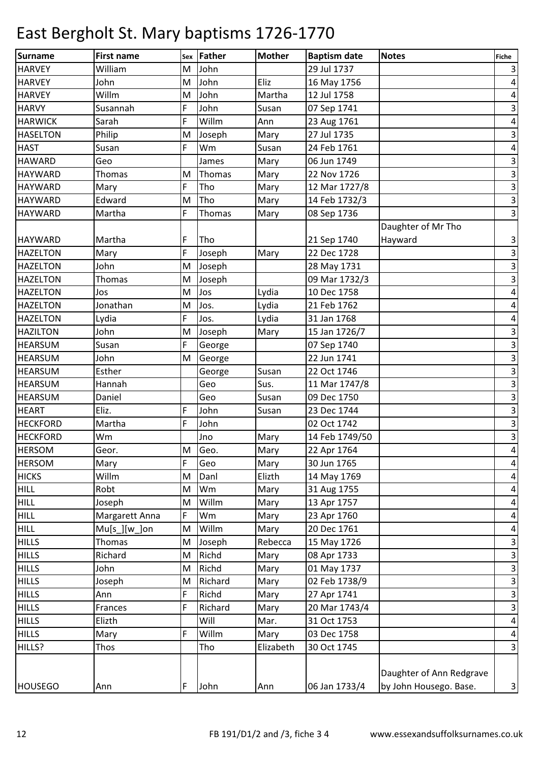# East Bergholt St. Mary baptisms 1726-1770

| Surname | First name | Sex | Father | Mother | Baptism date | Notes | Fiche |
|---|---|---|---|---|---|---|---|
| HARVEY | William | M | John | | 29 Jul 1737 | | 3 |
| HARVEY | John | M | John | Eliz | 16 May 1756 | | 4 |
| HARVEY | Willm | M | John | Martha | 12 Jul 1758 | | 4 |
| HARVY | Susannah | F | John | Susan | 07 Sep 1741 | | 3 |
| HARWICK | Sarah | F | Willm | Ann | 23 Aug 1761 | | 4 |
| HASELTON | Philip | M | Joseph | Mary | 27 Jul 1735 | | 3 |
| HAST | Susan | F | Wm | Susan | 24 Feb 1761 | | 4 |
| HAWARD | Geo | | James | Mary | 06 Jun 1749 | | 3 |
| HAYWARD | Thomas | M | Thomas | Mary | 22 Nov 1726 | | 3 |
| HAYWARD | Mary | F | Tho | Mary | 12 Mar 1727/8 | | 3 |
| HAYWARD | Edward | M | Tho | Mary | 14 Feb 1732/3 | | 3 |
| HAYWARD | Martha | F | Thomas | Mary | 08 Sep 1736 | | 3 |
| HAYWARD | Martha | F | Tho | | 21 Sep 1740 | Daughter of Mr Tho Hayward | 3 |
| HAZELTON | Mary | F | Joseph | Mary | 22 Dec 1728 | | 3 |
| HAZELTON | John | M | Joseph | | 28 May 1731 | | 3 |
| HAZELTON | Thomas | M | Joseph | | 09 Mar 1732/3 | | 3 |
| HAZELTON | Jos | M | Jos | Lydia | 10 Dec 1758 | | 4 |
| HAZELTON | Jonathan | M | Jos. | Lydia | 21 Feb 1762 | | 4 |
| HAZELTON | Lydia | F | Jos. | Lydia | 31 Jan 1768 | | 4 |
| HAZILTON | John | M | Joseph | Mary | 15 Jan 1726/7 | | 3 |
| HEARSUM | Susan | F | George | | 07 Sep 1740 | | 3 |
| HEARSUM | John | M | George | | 22 Jun 1741 | | 3 |
| HEARSUM | Esther | | George | Susan | 22 Oct 1746 | | 3 |
| HEARSUM | Hannah | | Geo | Sus. | 11 Mar 1747/8 | | 3 |
| HEARSUM | Daniel | | Geo | Susan | 09 Dec 1750 | | 3 |
| HEART | Eliz. | F | John | Susan | 23 Dec 1744 | | 3 |
| HECKFORD | Martha | F | John | | 02 Oct 1742 | | 3 |
| HECKFORD | Wm | | Jno | Mary | 14 Feb 1749/50 | | 3 |
| HERSOM | Geor. | M | Geo. | Mary | 22 Apr 1764 | | 4 |
| HERSOM | Mary | F | Geo | Mary | 30 Jun 1765 | | 4 |
| HICKS | Willm | M | Danl | Elizth | 14 May 1769 | | 4 |
| HILL | Robt | M | Wm | Mary | 31 Aug 1755 | | 4 |
| HILL | Joseph | M | Willm | Mary | 13 Apr 1757 | | 4 |
| HILL | Margarett Anna | F | Wm | Mary | 23 Apr 1760 | | 4 |
| HILL | Mu[s_][w_]on | M | Willm | Mary | 20 Dec 1761 | | 4 |
| HILLS | Thomas | M | Joseph | Rebecca | 15 May 1726 | | 3 |
| HILLS | Richard | M | Richd | Mary | 08 Apr 1733 | | 3 |
| HILLS | John | M | Richd | Mary | 01 May 1737 | | 3 |
| HILLS | Joseph | M | Richard | Mary | 02 Feb 1738/9 | | 3 |
| HILLS | Ann | F | Richd | Mary | 27 Apr 1741 | | 3 |
| HILLS | Frances | F | Richard | Mary | 20 Mar 1743/4 | | 3 |
| HILLS | Elizth | | Will | Mar. | 31 Oct 1753 | | 4 |
| HILLS | Mary | F | Willm | Mary | 03 Dec 1758 | | 4 |
| HILLS? | Thos | | Tho | Elizabeth | 30 Oct 1745 | | 3 |
| HOUSEGO | Ann | F | John | Ann | 06 Jan 1733/4 | Daughter of Ann Redgrave by John Housego. Base. | 3 |

FB 191/D1/2 and /3, fiche 3 4 www.essexandsuffolksurnames.co.uk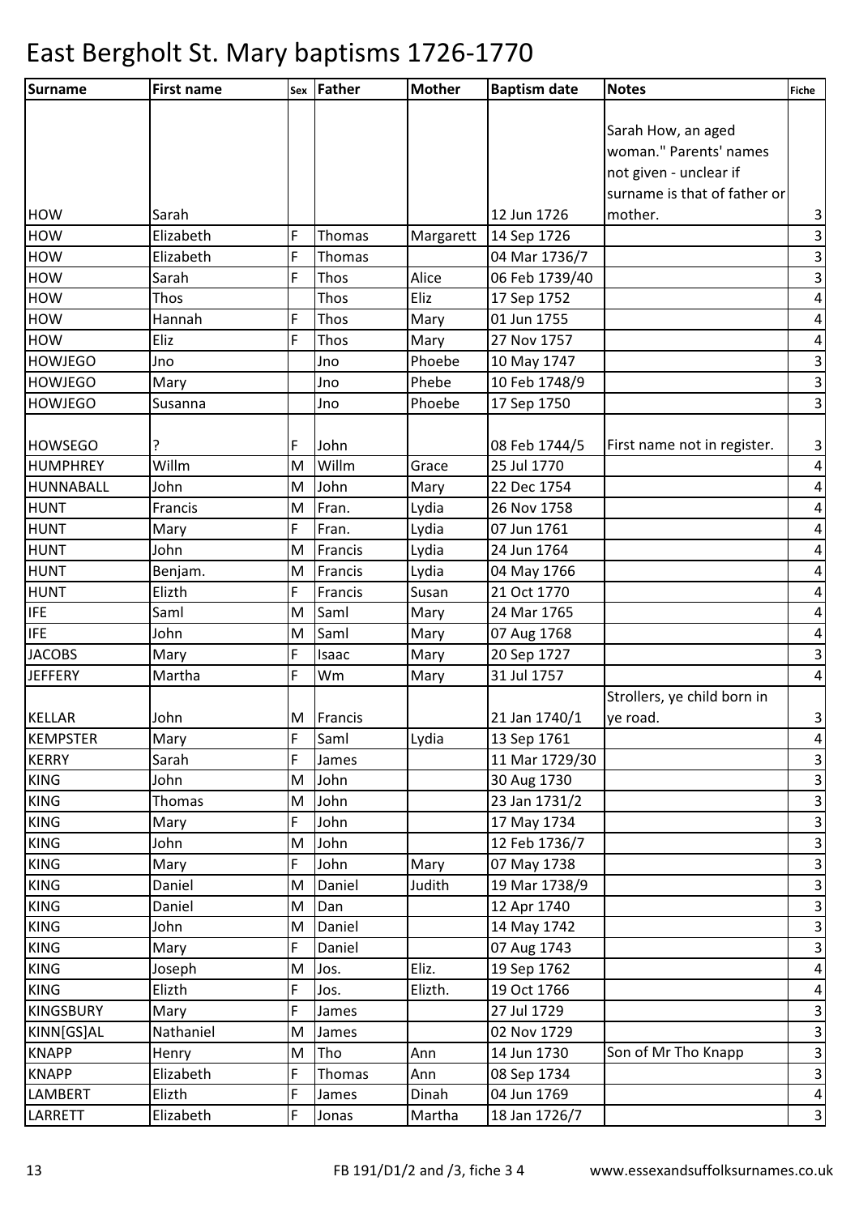# East Bergholt St. Mary baptisms 1726-1770

| Surname | First name | Sex | Father | Mother | Baptism date | Notes | Fiche |
|---|---|---|---|---|---|---|---|
| HOW | Sarah | | | | 12 Jun 1726 | Sarah How, an aged woman." Parents' names not given - unclear if surname is that of father or mother. | 3 |
| HOW | Elizabeth | F | Thomas | Margarett | 14 Sep 1726 | | 3 |
| HOW | Elizabeth | F | Thomas | | 04 Mar 1736/7 | | 3 |
| HOW | Sarah | F | Thos | Alice | 06 Feb 1739/40 | | 3 |
| HOW | Thos | | Thos | Eliz | 17 Sep 1752 | | 4 |
| HOW | Hannah | F | Thos | Mary | 01 Jun 1755 | | 4 |
| HOW | Eliz | F | Thos | Mary | 27 Nov 1757 | | 4 |
| HOWJEGO | Jno | | Jno | Phoebe | 10 May 1747 | | 3 |
| HOWJEGO | Mary | | Jno | Phebe | 10 Feb 1748/9 | | 3 |
| HOWJEGO | Susanna | | Jno | Phoebe | 17 Sep 1750 | | 3 |
| HOWSEGO | ? | F | John | | 08 Feb 1744/5 | First name not in register. | 3 |
| HUMPHREY | Willm | M | Willm | Grace | 25 Jul 1770 | | 4 |
| HUNNABALL | John | M | John | Mary | 22 Dec 1754 | | 4 |
| HUNT | Francis | M | Fran. | Lydia | 26 Nov 1758 | | 4 |
| HUNT | Mary | F | Fran. | Lydia | 07 Jun 1761 | | 4 |
| HUNT | John | M | Francis | Lydia | 24 Jun 1764 | | 4 |
| HUNT | Benjam. | M | Francis | Lydia | 04 May 1766 | | 4 |
| HUNT | Elizth | F | Francis | Susan | 21 Oct 1770 | | 4 |
| IFE | Saml | M | Saml | Mary | 24 Mar 1765 | | 4 |
| IFE | John | M | Saml | Mary | 07 Aug 1768 | | 4 |
| JACOBS | Mary | F | Isaac | Mary | 20 Sep 1727 | | 3 |
| JEFFERY | Martha | F | Wm | Mary | 31 Jul 1757 | | 4 |
| KELLAR | John | M | Francis | | 21 Jan 1740/1 | Strollers, ye child born in ye road. | 3 |
| KEMPSTER | Mary | F | Saml | Lydia | 13 Sep 1761 | | 4 |
| KERRY | Sarah | F | James | | 11 Mar 1729/30 | | 3 |
| KING | John | M | John | | 30 Aug 1730 | | 3 |
| KING | Thomas | M | John | | 23 Jan 1731/2 | | 3 |
| KING | Mary | F | John | | 17 May 1734 | | 3 |
| KING | John | M | John | | 12 Feb 1736/7 | | 3 |
| KING | Mary | F | John | Mary | 07 May 1738 | | 3 |
| KING | Daniel | M | Daniel | Judith | 19 Mar 1738/9 | | 3 |
| KING | Daniel | M | Dan | | 12 Apr 1740 | | 3 |
| KING | John | M | Daniel | | 14 May 1742 | | 3 |
| KING | Mary | F | Daniel | | 07 Aug 1743 | | 3 |
| KING | Joseph | M | Jos. | Eliz. | 19 Sep 1762 | | 4 |
| KING | Elizth | F | Jos. | Elizth. | 19 Oct 1766 | | 4 |
| KINGSBURY | Mary | F | James | | 27 Jul 1729 | | 3 |
| KINN[GS]AL | Nathaniel | M | James | | 02 Nov 1729 | | 3 |
| KNAPP | Henry | M | Tho | Ann | 14 Jun 1730 | Son of Mr Tho Knapp | 3 |
| KNAPP | Elizabeth | F | Thomas | Ann | 08 Sep 1734 | | 3 |
| LAMBERT | Elizth | F | James | Dinah | 04 Jun 1769 | | 4 |
| LARRETT | Elizabeth | F | Jonas | Martha | 18 Jan 1726/7 | | 3 |

FB 191/D1/2 and /3, fiche 3 4 www.essexandsuffolksurnames.co.uk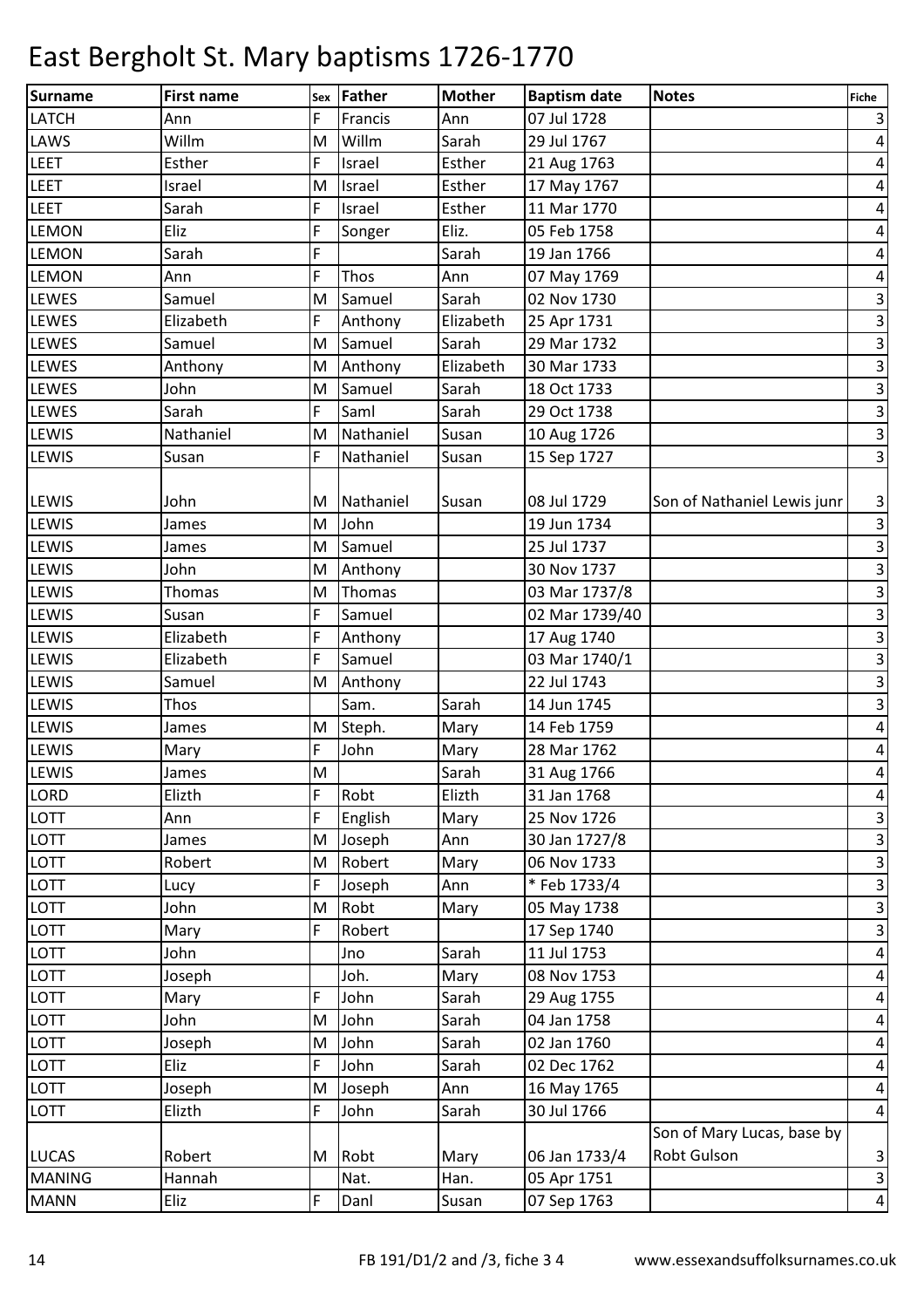# East Bergholt St. Mary baptisms 1726-1770

| Surname | First name | Sex | Father | Mother | Baptism date | Notes | Fiche |
|---|---|---|---|---|---|---|---|
| LATCH | Ann | F | Francis | Ann | 07 Jul 1728 | | 3 |
| LAWS | Willm | M | Willm | Sarah | 29 Jul 1767 | | 4 |
| LEET | Esther | F | Israel | Esther | 21 Aug 1763 | | 4 |
| LEET | Israel | M | Israel | Esther | 17 May 1767 | | 4 |
| LEET | Sarah | F | Israel | Esther | 11 Mar 1770 | | 4 |
| LEMON | Eliz | F | Songer | Eliz. | 05 Feb 1758 | | 4 |
| LEMON | Sarah | F | | Sarah | 19 Jan 1766 | | 4 |
| LEMON | Ann | F | Thos | Ann | 07 May 1769 | | 4 |
| LEWES | Samuel | M | Samuel | Sarah | 02 Nov 1730 | | 3 |
| LEWES | Elizabeth | F | Anthony | Elizabeth | 25 Apr 1731 | | 3 |
| LEWES | Samuel | M | Samuel | Sarah | 29 Mar 1732 | | 3 |
| LEWES | Anthony | M | Anthony | Elizabeth | 30 Mar 1733 | | 3 |
| LEWES | John | M | Samuel | Sarah | 18 Oct 1733 | | 3 |
| LEWES | Sarah | F | Saml | Sarah | 29 Oct 1738 | | 3 |
| LEWIS | Nathaniel | M | Nathaniel | Susan | 10 Aug 1726 | | 3 |
| LEWIS | Susan | F | Nathaniel | Susan | 15 Sep 1727 | | 3 |
| LEWIS | John | M | Nathaniel | Susan | 08 Jul 1729 | Son of Nathaniel Lewis junr | 3 |
| LEWIS | James | M | John | | 19 Jun 1734 | | 3 |
| LEWIS | James | M | Samuel | | 25 Jul 1737 | | 3 |
| LEWIS | John | M | Anthony | | 30 Nov 1737 | | 3 |
| LEWIS | Thomas | M | Thomas | | 03 Mar 1737/8 | | 3 |
| LEWIS | Susan | F | Samuel | | 02 Mar 1739/40 | | 3 |
| LEWIS | Elizabeth | F | Anthony | | 17 Aug 1740 | | 3 |
| LEWIS | Elizabeth | F | Samuel | | 03 Mar 1740/1 | | 3 |
| LEWIS | Samuel | M | Anthony | | 22 Jul 1743 | | 3 |
| LEWIS | Thos | | Sam. | Sarah | 14 Jun 1745 | | 3 |
| LEWIS | James | M | Steph. | Mary | 14 Feb 1759 | | 4 |
| LEWIS | Mary | F | John | Mary | 28 Mar 1762 | | 4 |
| LEWIS | James | M | | Sarah | 31 Aug 1766 | | 4 |
| LORD | Elizth | F | Robt | Elizth | 31 Jan 1768 | | 4 |
| LOTT | Ann | F | English | Mary | 25 Nov 1726 | | 3 |
| LOTT | James | M | Joseph | Ann | 30 Jan 1727/8 | | 3 |
| LOTT | Robert | M | Robert | Mary | 06 Nov 1733 | | 3 |
| LOTT | Lucy | F | Joseph | Ann | * Feb 1733/4 | | 3 |
| LOTT | John | M | Robt | Mary | 05 May 1738 | | 3 |
| LOTT | Mary | F | Robert | | 17 Sep 1740 | | 3 |
| LOTT | John | | Jno | Sarah | 11 Jul 1753 | | 4 |
| LOTT | Joseph | | Joh. | Mary | 08 Nov 1753 | | 4 |
| LOTT | Mary | F | John | Sarah | 29 Aug 1755 | | 4 |
| LOTT | John | M | John | Sarah | 04 Jan 1758 | | 4 |
| LOTT | Joseph | M | John | Sarah | 02 Jan 1760 | | 4 |
| LOTT | Eliz | F | John | Sarah | 02 Dec 1762 | | 4 |
| LOTT | Joseph | M | Joseph | Ann | 16 May 1765 | | 4 |
| LOTT | Elizth | F | John | Sarah | 30 Jul 1766 | | 4 |
| LUCAS | Robert | M | Robt | Mary | 06 Jan 1733/4 | Son of Mary Lucas, base by Robt Gulson | 3 |
| MANING | Hannah | | Nat. | Han. | 05 Apr 1751 | | 3 |
| MANN | Eliz | F | Danl | Susan | 07 Sep 1763 | | 4 |

FB 191/D1/2 and /3, fiche 3 4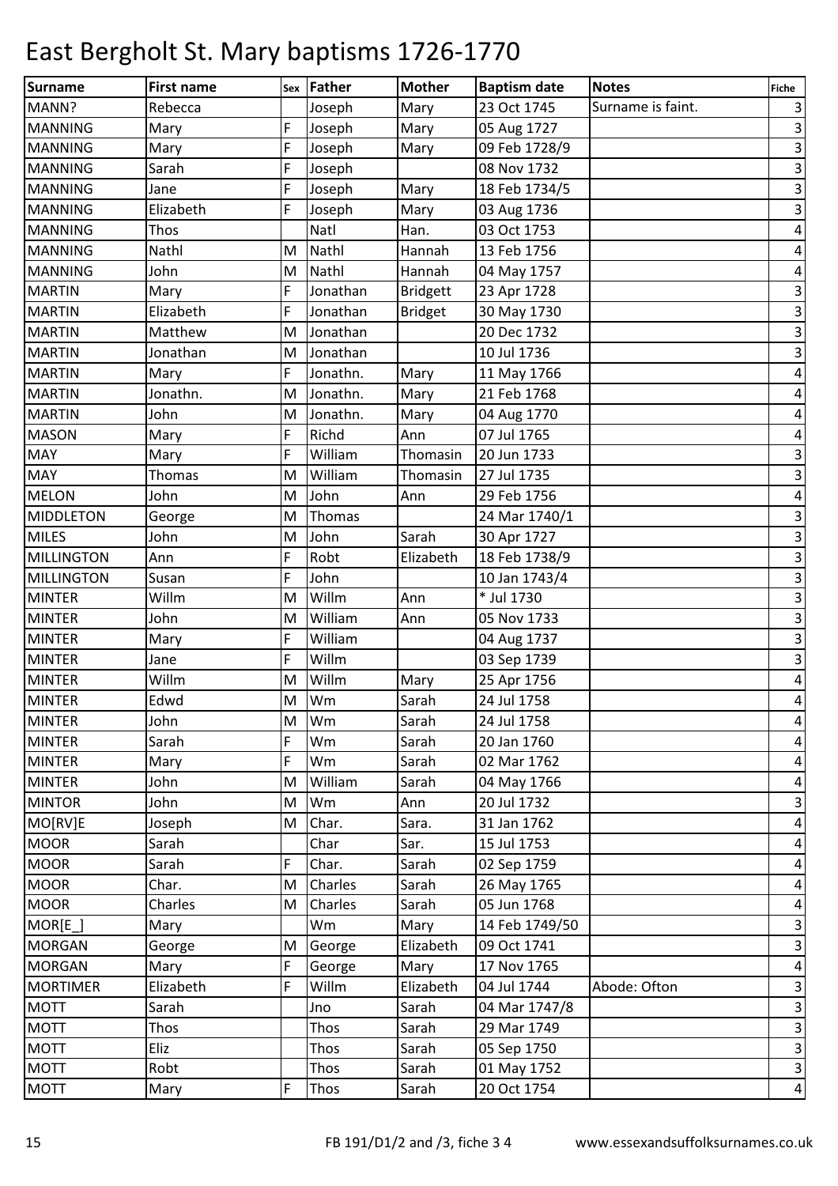# East Bergholt St. Mary baptisms 1726-1770

| Surname | First name | Sex | Father | Mother | Baptism date | Notes | Fiche |
|---|---|---|---|---|---|---|---|
| MANN? | Rebecca | | Joseph | Mary | 23 Oct 1745 | Surname is faint. | 3 |
| MANNING | Mary | F | Joseph | Mary | 05 Aug 1727 | | 3 |
| MANNING | Mary | F | Joseph | Mary | 09 Feb 1728/9 | | 3 |
| MANNING | Sarah | F | Joseph | | 08 Nov 1732 | | 3 |
| MANNING | Jane | F | Joseph | Mary | 18 Feb 1734/5 | | 3 |
| MANNING | Elizabeth | F | Joseph | Mary | 03 Aug 1736 | | 3 |
| MANNING | Thos | | Natl | Han. | 03 Oct 1753 | | 4 |
| MANNING | Nathl | M | Nathl | Hannah | 13 Feb 1756 | | 4 |
| MANNING | John | M | Nathl | Hannah | 04 May 1757 | | 4 |
| MARTIN | Mary | F | Jonathan | Bridgett | 23 Apr 1728 | | 3 |
| MARTIN | Elizabeth | F | Jonathan | Bridget | 30 May 1730 | | 3 |
| MARTIN | Matthew | M | Jonathan | | 20 Dec 1732 | | 3 |
| MARTIN | Jonathan | M | Jonathan | | 10 Jul 1736 | | 3 |
| MARTIN | Mary | F | Jonathn. | Mary | 11 May 1766 | | 4 |
| MARTIN | Jonathn. | M | Jonathn. | Mary | 21 Feb 1768 | | 4 |
| MARTIN | John | M | Jonathn. | Mary | 04 Aug 1770 | | 4 |
| MASON | Mary | F | Richd | Ann | 07 Jul 1765 | | 4 |
| MAY | Mary | F | William | Thomasin | 20 Jun 1733 | | 3 |
| MAY | Thomas | M | William | Thomasin | 27 Jul 1735 | | 3 |
| MELON | John | M | John | Ann | 29 Feb 1756 | | 4 |
| MIDDLETON | George | M | Thomas | | 24 Mar 1740/1 | | 3 |
| MILES | John | M | John | Sarah | 30 Apr 1727 | | 3 |
| MILLINGTON | Ann | F | Robt | Elizabeth | 18 Feb 1738/9 | | 3 |
| MILLINGTON | Susan | F | John | | 10 Jan 1743/4 | | 3 |
| MINTER | Willm | M | Willm | Ann | * Jul 1730 | | 3 |
| MINTER | John | M | William | Ann | 05 Nov 1733 | | 3 |
| MINTER | Mary | F | William | | 04 Aug 1737 | | 3 |
| MINTER | Jane | F | Willm | | 03 Sep 1739 | | 3 |
| MINTER | Willm | M | Willm | Mary | 25 Apr 1756 | | 4 |
| MINTER | Edwd | M | Wm | Sarah | 24 Jul 1758 | | 4 |
| MINTER | John | M | Wm | Sarah | 24 Jul 1758 | | 4 |
| MINTER | Sarah | F | Wm | Sarah | 20 Jan 1760 | | 4 |
| MINTER | Mary | F | Wm | Sarah | 02 Mar 1762 | | 4 |
| MINTER | John | M | William | Sarah | 04 May 1766 | | 4 |
| MINTOR | John | M | Wm | Ann | 20 Jul 1732 | | 3 |
| MO[RV]E | Joseph | M | Char. | Sara. | 31 Jan 1762 | | 4 |
| MOOR | Sarah | | Char | Sar. | 15 Jul 1753 | | 4 |
| MOOR | Sarah | F | Char. | Sarah | 02 Sep 1759 | | 4 |
| MOOR | Char. | M | Charles | Sarah | 26 May 1765 | | 4 |
| MOOR | Charles | M | Charles | Sarah | 05 Jun 1768 | | 4 |
| MOR[E_] | Mary | | Wm | Mary | 14 Feb 1749/50 | | 3 |
| MORGAN | George | M | George | Elizabeth | 09 Oct 1741 | | 3 |
| MORGAN | Mary | F | George | Mary | 17 Nov 1765 | | 4 |
| MORTIMER | Elizabeth | F | Willm | Elizabeth | 04 Jul 1744 | Abode: Ofton | 3 |
| MOTT | Sarah | | Jno | Sarah | 04 Mar 1747/8 | | 3 |
| MOTT | Thos | | Thos | Sarah | 29 Mar 1749 | | 3 |
| MOTT | Eliz | | Thos | Sarah | 05 Sep 1750 | | 3 |
| MOTT | Robt | | Thos | Sarah | 01 May 1752 | | 3 |
| MOTT | Mary | F | Thos | Sarah | 20 Oct 1754 | | 4 |

FB 191/D1/2 and /3, fiche 3 4 www.essexandsuffolksurnames.co.uk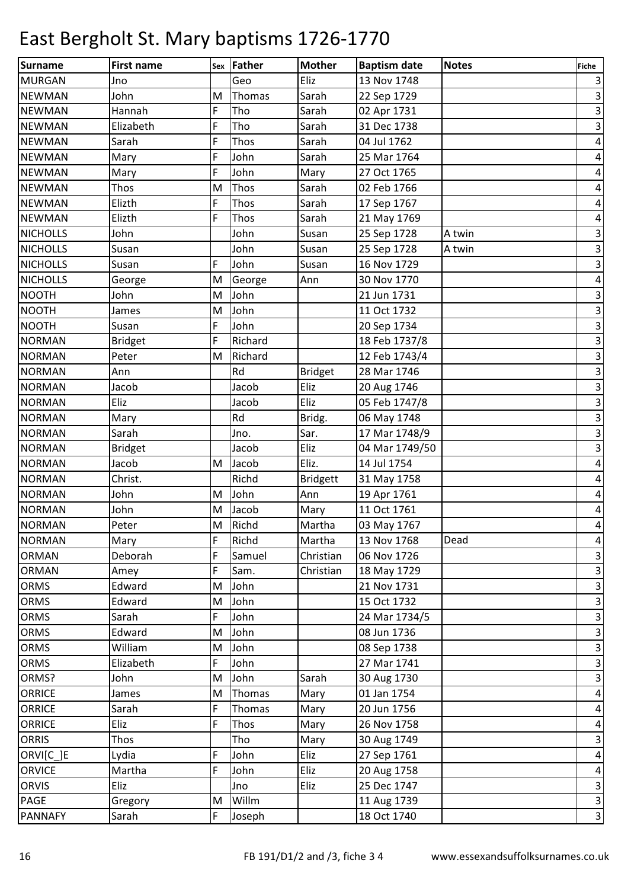# East Bergholt St. Mary baptisms 1726-1770

| Surname | First name | Sex | Father | Mother | Baptism date | Notes | Fiche |
|---|---|---|---|---|---|---|---|
| MURGAN | Jno | | Geo | Eliz | 13 Nov 1748 | | 3 |
| NEWMAN | John | M | Thomas | Sarah | 22 Sep 1729 | | 3 |
| NEWMAN | Hannah | F | Tho | Sarah | 02 Apr 1731 | | 3 |
| NEWMAN | Elizabeth | F | Tho | Sarah | 31 Dec 1738 | | 3 |
| NEWMAN | Sarah | F | Thos | Sarah | 04 Jul 1762 | | 4 |
| NEWMAN | Mary | F | John | Sarah | 25 Mar 1764 | | 4 |
| NEWMAN | Mary | F | John | Mary | 27 Oct 1765 | | 4 |
| NEWMAN | Thos | M | Thos | Sarah | 02 Feb 1766 | | 4 |
| NEWMAN | Elizth | F | Thos | Sarah | 17 Sep 1767 | | 4 |
| NEWMAN | Elizth | F | Thos | Sarah | 21 May 1769 | | 4 |
| NICHOLLS | John | | John | Susan | 25 Sep 1728 | A twin | 3 |
| NICHOLLS | Susan | | John | Susan | 25 Sep 1728 | A twin | 3 |
| NICHOLLS | Susan | F | John | Susan | 16 Nov 1729 | | 3 |
| NICHOLLS | George | M | George | Ann | 30 Nov 1770 | | 4 |
| NOOTH | John | M | John | | 21 Jun 1731 | | 3 |
| NOOTH | James | M | John | | 11 Oct 1732 | | 3 |
| NOOTH | Susan | F | John | | 20 Sep 1734 | | 3 |
| NORMAN | Bridget | F | Richard | | 18 Feb 1737/8 | | 3 |
| NORMAN | Peter | M | Richard | | 12 Feb 1743/4 | | 3 |
| NORMAN | Ann | | Rd | Bridget | 28 Mar 1746 | | 3 |
| NORMAN | Jacob | | Jacob | Eliz | 20 Aug 1746 | | 3 |
| NORMAN | Eliz | | Jacob | Eliz | 05 Feb 1747/8 | | 3 |
| NORMAN | Mary | | Rd | Bridg. | 06 May 1748 | | 3 |
| NORMAN | Sarah | | Jno. | Sar. | 17 Mar 1748/9 | | 3 |
| NORMAN | Bridget | | Jacob | Eliz | 04 Mar 1749/50 | | 3 |
| NORMAN | Jacob | M | Jacob | Eliz. | 14 Jul 1754 | | 4 |
| NORMAN | Christ. | | Richd | Bridgett | 31 May 1758 | | 4 |
| NORMAN | John | M | John | Ann | 19 Apr 1761 | | 4 |
| NORMAN | John | M | Jacob | Mary | 11 Oct 1761 | | 4 |
| NORMAN | Peter | M | Richd | Martha | 03 May 1767 | | 4 |
| NORMAN | Mary | F | Richd | Martha | 13 Nov 1768 | Dead | 4 |
| ORMAN | Deborah | F | Samuel | Christian | 06 Nov 1726 | | 3 |
| ORMAN | Amey | F | Sam. | Christian | 18 May 1729 | | 3 |
| ORMS | Edward | M | John | | 21 Nov 1731 | | 3 |
| ORMS | Edward | M | John | | 15 Oct 1732 | | 3 |
| ORMS | Sarah | F | John | | 24 Mar 1734/5 | | 3 |
| ORMS | Edward | M | John | | 08 Jun 1736 | | 3 |
| ORMS | William | M | John | | 08 Sep 1738 | | 3 |
| ORMS | Elizabeth | F | John | | 27 Mar 1741 | | 3 |
| ORMS? | John | M | John | Sarah | 30 Aug 1730 | | 3 |
| ORRICE | James | M | Thomas | Mary | 01 Jan 1754 | | 4 |
| ORRICE | Sarah | F | Thomas | Mary | 20 Jun 1756 | | 4 |
| ORRICE | Eliz | F | Thos | Mary | 26 Nov 1758 | | 4 |
| ORRIS | Thos | | Tho | Mary | 30 Aug 1749 | | 3 |
| ORVI[C_]E | Lydia | F | John | Eliz | 27 Sep 1761 | | 4 |
| ORVICE | Martha | F | John | Eliz | 20 Aug 1758 | | 4 |
| ORVIS | Eliz | | Jno | Eliz | 25 Dec 1747 | | 3 |
| PAGE | Gregory | M | Willm | | 11 Aug 1739 | | 3 |
| PANNAFY | Sarah | F | Joseph | | 18 Oct 1740 | | 3 |

FB 191/D1/2 and /3, fiche 3 4 www.essexandsuffolksurnames.co.uk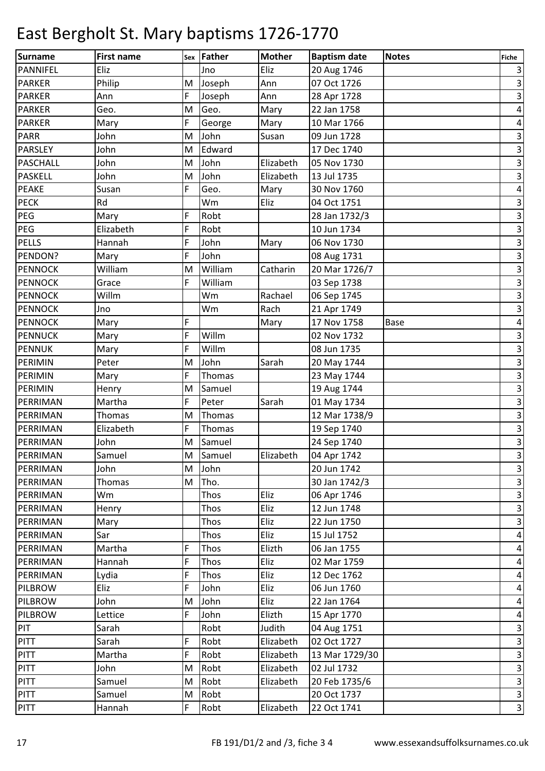# East Bergholt St. Mary baptisms 1726-1770

| Surname | First name | Sex | Father | Mother | Baptism date | Notes | Fiche |
|---|---|---|---|---|---|---|---|
| PANNIFEL | Eliz | | Jno | Eliz | 20 Aug 1746 | | 3 |
| PARKER | Philip | M | Joseph | Ann | 07 Oct 1726 | | 3 |
| PARKER | Ann | F | Joseph | Ann | 28 Apr 1728 | | 3 |
| PARKER | Geo. | M | Geo. | Mary | 22 Jan 1758 | | 4 |
| PARKER | Mary | F | George | Mary | 10 Mar 1766 | | 4 |
| PARR | John | M | John | Susan | 09 Jun 1728 | | 3 |
| PARSLEY | John | M | Edward | | 17 Dec 1740 | | 3 |
| PASCHALL | John | M | John | Elizabeth | 05 Nov 1730 | | 3 |
| PASKELL | John | M | John | Elizabeth | 13 Jul 1735 | | 3 |
| PEAKE | Susan | F | Geo. | Mary | 30 Nov 1760 | | 4 |
| PECK | Rd | | Wm | Eliz | 04 Oct 1751 | | 3 |
| PEG | Mary | F | Robt | | 28 Jan 1732/3 | | 3 |
| PEG | Elizabeth | F | Robt | | 10 Jun 1734 | | 3 |
| PELLS | Hannah | F | John | Mary | 06 Nov 1730 | | 3 |
| PENDON? | Mary | F | John | | 08 Aug 1731 | | 3 |
| PENNOCK | William | M | William | Catharin | 20 Mar 1726/7 | | 3 |
| PENNOCK | Grace | F | William | | 03 Sep 1738 | | 3 |
| PENNOCK | Willm | | Wm | Rachael | 06 Sep 1745 | | 3 |
| PENNOCK | Jno | | Wm | Rach | 21 Apr 1749 | | 3 |
| PENNOCK | Mary | F | | Mary | 17 Nov 1758 | Base | 4 |
| PENNUCK | Mary | F | Willm | | 02 Nov 1732 | | 3 |
| PENNUK | Mary | F | Willm | | 08 Jun 1735 | | 3 |
| PERIMIN | Peter | M | John | Sarah | 20 May 1744 | | 3 |
| PERIMIN | Mary | F | Thomas | | 23 May 1744 | | 3 |
| PERIMIN | Henry | M | Samuel | | 19 Aug 1744 | | 3 |
| PERRIMAN | Martha | F | Peter | Sarah | 01 May 1734 | | 3 |
| PERRIMAN | Thomas | M | Thomas | | 12 Mar 1738/9 | | 3 |
| PERRIMAN | Elizabeth | F | Thomas | | 19 Sep 1740 | | 3 |
| PERRIMAN | John | M | Samuel | | 24 Sep 1740 | | 3 |
| PERRIMAN | Samuel | M | Samuel | Elizabeth | 04 Apr 1742 | | 3 |
| PERRIMAN | John | M | John | | 20 Jun 1742 | | 3 |
| PERRIMAN | Thomas | M | Tho. | | 30 Jan 1742/3 | | 3 |
| PERRIMAN | Wm | | Thos | Eliz | 06 Apr 1746 | | 3 |
| PERRIMAN | Henry | | Thos | Eliz | 12 Jun 1748 | | 3 |
| PERRIMAN | Mary | | Thos | Eliz | 22 Jun 1750 | | 3 |
| PERRIMAN | Sar | | Thos | Eliz | 15 Jul 1752 | | 4 |
| PERRIMAN | Martha | F | Thos | Elizth | 06 Jan 1755 | | 4 |
| PERRIMAN | Hannah | F | Thos | Eliz | 02 Mar 1759 | | 4 |
| PERRIMAN | Lydia | F | Thos | Eliz | 12 Dec 1762 | | 4 |
| PILBROW | Eliz | F | John | Eliz | 06 Jun 1760 | | 4 |
| PILBROW | John | M | John | Eliz | 22 Jan 1764 | | 4 |
| PILBROW | Lettice | F | John | Elizth | 15 Apr 1770 | | 4 |
| PIT | Sarah | | Robt | Judith | 04 Aug 1751 | | 3 |
| PITT | Sarah | F | Robt | Elizabeth | 02 Oct 1727 | | 3 |
| PITT | Martha | F | Robt | Elizabeth | 13 Mar 1729/30 | | 3 |
| PITT | John | M | Robt | Elizabeth | 02 Jul 1732 | | 3 |
| PITT | Samuel | M | Robt | Elizabeth | 20 Feb 1735/6 | | 3 |
| PITT | Samuel | M | Robt | | 20 Oct 1737 | | 3 |
| PITT | Hannah | F | Robt | Elizabeth | 22 Oct 1741 | | 3 |

FB 191/D1/2 and /3, fiche 3 4 www.essexandsuffolksurnames.co.uk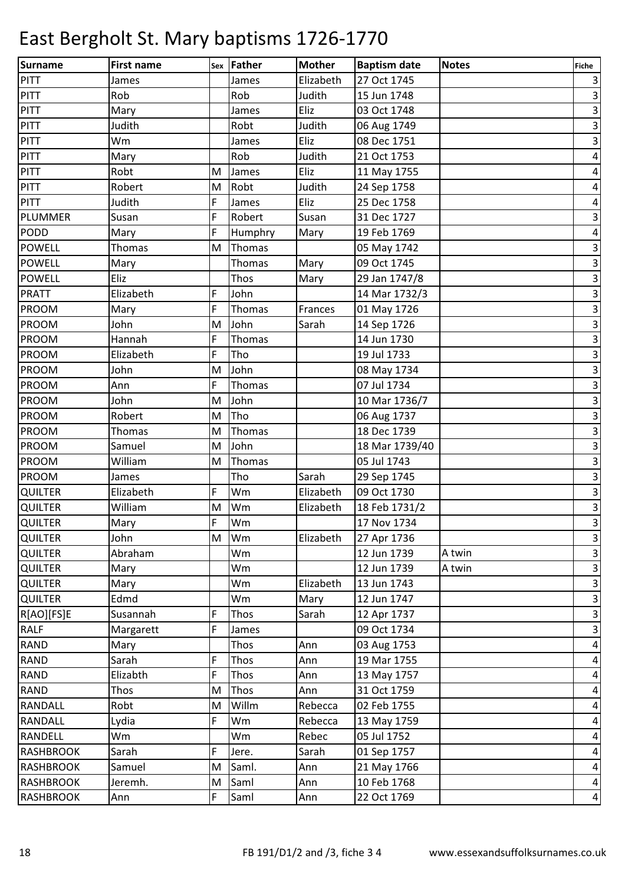# East Bergholt St. Mary baptisms 1726-1770

| Surname | First name | Sex | Father | Mother | Baptism date | Notes | Fiche |
|---|---|---|---|---|---|---|---|
| PITT | James | | James | Elizabeth | 27 Oct 1745 | | 3 |
| PITT | Rob | | Rob | Judith | 15 Jun 1748 | | 3 |
| PITT | Mary | | James | Eliz | 03 Oct 1748 | | 3 |
| PITT | Judith | | Robt | Judith | 06 Aug 1749 | | 3 |
| PITT | Wm | | James | Eliz | 08 Dec 1751 | | 3 |
| PITT | Mary | | Rob | Judith | 21 Oct 1753 | | 4 |
| PITT | Robt | M | James | Eliz | 11 May 1755 | | 4 |
| PITT | Robert | M | Robt | Judith | 24 Sep 1758 | | 4 |
| PITT | Judith | F | James | Eliz | 25 Dec 1758 | | 4 |
| PLUMMER | Susan | F | Robert | Susan | 31 Dec 1727 | | 3 |
| PODD | Mary | F | Humphry | Mary | 19 Feb 1769 | | 4 |
| POWELL | Thomas | M | Thomas | | 05 May 1742 | | 3 |
| POWELL | Mary | | Thomas | Mary | 09 Oct 1745 | | 3 |
| POWELL | Eliz | | Thos | Mary | 29 Jan 1747/8 | | 3 |
| PRATT | Elizabeth | F | John | | 14 Mar 1732/3 | | 3 |
| PROOM | Mary | F | Thomas | Frances | 01 May 1726 | | 3 |
| PROOM | John | M | John | Sarah | 14 Sep 1726 | | 3 |
| PROOM | Hannah | F | Thomas | | 14 Jun 1730 | | 3 |
| PROOM | Elizabeth | F | Tho | | 19 Jul 1733 | | 3 |
| PROOM | John | M | John | | 08 May 1734 | | 3 |
| PROOM | Ann | F | Thomas | | 07 Jul 1734 | | 3 |
| PROOM | John | M | John | | 10 Mar 1736/7 | | 3 |
| PROOM | Robert | M | Tho | | 06 Aug 1737 | | 3 |
| PROOM | Thomas | M | Thomas | | 18 Dec 1739 | | 3 |
| PROOM | Samuel | M | John | | 18 Mar 1739/40 | | 3 |
| PROOM | William | M | Thomas | | 05 Jul 1743 | | 3 |
| PROOM | James | | Tho | Sarah | 29 Sep 1745 | | 3 |
| QUILTER | Elizabeth | F | Wm | Elizabeth | 09 Oct 1730 | | 3 |
| QUILTER | William | M | Wm | Elizabeth | 18 Feb 1731/2 | | 3 |
| QUILTER | Mary | F | Wm | | 17 Nov 1734 | | 3 |
| QUILTER | John | M | Wm | Elizabeth | 27 Apr 1736 | | 3 |
| QUILTER | Abraham | | Wm | | 12 Jun 1739 | A twin | 3 |
| QUILTER | Mary | | Wm | | 12 Jun 1739 | A twin | 3 |
| QUILTER | Mary | | Wm | Elizabeth | 13 Jun 1743 | | 3 |
| QUILTER | Edmd | | Wm | Mary | 12 Jun 1747 | | 3 |
| R[AO][FS]E | Susannah | F | Thos | Sarah | 12 Apr 1737 | | 3 |
| RALF | Margarett | F | James | | 09 Oct 1734 | | 3 |
| RAND | Mary | | Thos | Ann | 03 Aug 1753 | | 4 |
| RAND | Sarah | F | Thos | Ann | 19 Mar 1755 | | 4 |
| RAND | Elizabth | F | Thos | Ann | 13 May 1757 | | 4 |
| RAND | Thos | M | Thos | Ann | 31 Oct 1759 | | 4 |
| RANDALL | Robt | M | Willm | Rebecca | 02 Feb 1755 | | 4 |
| RANDALL | Lydia | F | Wm | Rebecca | 13 May 1759 | | 4 |
| RANDELL | Wm | | Wm | Rebec | 05 Jul 1752 | | 4 |
| RASHBROOK | Sarah | F | Jere. | Sarah | 01 Sep 1757 | | 4 |
| RASHBROOK | Samuel | M | Saml. | Ann | 21 May 1766 | | 4 |
| RASHBROOK | Jeremh. | M | Saml | Ann | 10 Feb 1768 | | 4 |
| RASHBROOK | Ann | F | Saml | Ann | 22 Oct 1769 | | 4 |

FB 191/D1/2 and /3, fiche 3 4 www.essexandsuffolksurnames.co.uk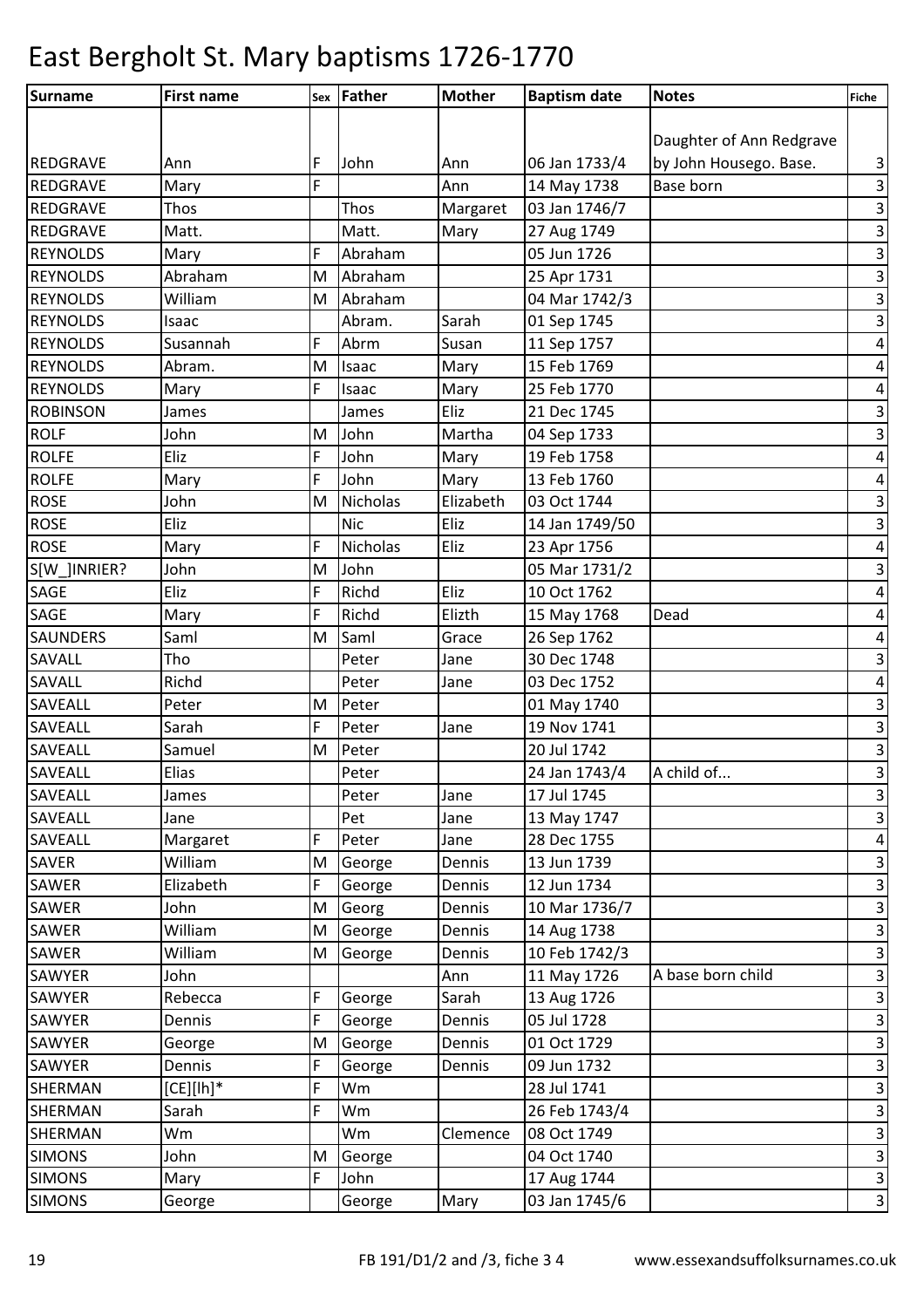# East Bergholt St. Mary baptisms 1726-1770

| Surname | First name | Sex | Father | Mother | Baptism date | Notes | Fiche |
|---|---|---|---|---|---|---|---|
| REDGRAVE | Ann | F | John | Ann | 06 Jan 1733/4 | Daughter of Ann Redgrave by John Housego. Base. | 3 |
| REDGRAVE | Mary | F | | Ann | 14 May 1738 | Base born | 3 |
| REDGRAVE | Thos | | Thos | Margaret | 03 Jan 1746/7 | | 3 |
| REDGRAVE | Matt. | | Matt. | Mary | 27 Aug 1749 | | 3 |
| REYNOLDS | Mary | F | Abraham | | 05 Jun 1726 | | 3 |
| REYNOLDS | Abraham | M | Abraham | | 25 Apr 1731 | | 3 |
| REYNOLDS | William | M | Abraham | | 04 Mar 1742/3 | | 3 |
| REYNOLDS | Isaac | | Abram. | Sarah | 01 Sep 1745 | | 3 |
| REYNOLDS | Susannah | F | Abrm | Susan | 11 Sep 1757 | | 4 |
| REYNOLDS | Abram. | M | Isaac | Mary | 15 Feb 1769 | | 4 |
| REYNOLDS | Mary | F | Isaac | Mary | 25 Feb 1770 | | 4 |
| ROBINSON | James | | James | Eliz | 21 Dec 1745 | | 3 |
| ROLF | John | M | John | Martha | 04 Sep 1733 | | 3 |
| ROLFE | Eliz | F | John | Mary | 19 Feb 1758 | | 4 |
| ROLFE | Mary | F | John | Mary | 13 Feb 1760 | | 4 |
| ROSE | John | M | Nicholas | Elizabeth | 03 Oct 1744 | | 3 |
| ROSE | Eliz | | Nic | Eliz | 14 Jan 1749/50 | | 3 |
| ROSE | Mary | F | Nicholas | Eliz | 23 Apr 1756 | | 4 |
| S[W_]INRIER? | John | M | John | | 05 Mar 1731/2 | | 3 |
| SAGE | Eliz | F | Richd | Eliz | 10 Oct 1762 | | 4 |
| SAGE | Mary | F | Richd | Elizth | 15 May 1768 | Dead | 4 |
| SAUNDERS | Saml | M | Saml | Grace | 26 Sep 1762 | | 4 |
| SAVALL | Tho | | Peter | Jane | 30 Dec 1748 | | 3 |
| SAVALL | Richd | | Peter | Jane | 03 Dec 1752 | | 4 |
| SAVEALL | Peter | M | Peter | | 01 May 1740 | | 3 |
| SAVEALL | Sarah | F | Peter | Jane | 19 Nov 1741 | | 3 |
| SAVEALL | Samuel | M | Peter | | 20 Jul 1742 | | 3 |
| SAVEALL | Elias | | Peter | | 24 Jan 1743/4 | A child of... | 3 |
| SAVEALL | James | | Peter | Jane | 17 Jul 1745 | | 3 |
| SAVEALL | Jane | | Pet | Jane | 13 May 1747 | | 3 |
| SAVEALL | Margaret | F | Peter | Jane | 28 Dec 1755 | | 4 |
| SAVER | William | M | George | Dennis | 13 Jun 1739 | | 3 |
| SAWER | Elizabeth | F | George | Dennis | 12 Jun 1734 | | 3 |
| SAWER | John | M | Georg | Dennis | 10 Mar 1736/7 | | 3 |
| SAWER | William | M | George | Dennis | 14 Aug 1738 | | 3 |
| SAWER | William | M | George | Dennis | 10 Feb 1742/3 | | 3 |
| SAWYER | John | | | Ann | 11 May 1726 | A base born child | 3 |
| SAWYER | Rebecca | F | George | Sarah | 13 Aug 1726 | | 3 |
| SAWYER | Dennis | F | George | Dennis | 05 Jul 1728 | | 3 |
| SAWYER | George | M | George | Dennis | 01 Oct 1729 | | 3 |
| SAWYER | Dennis | F | George | Dennis | 09 Jun 1732 | | 3 |
| SHERMAN | [CE][lh]* | F | Wm | | 28 Jul 1741 | | 3 |
| SHERMAN | Sarah | F | Wm | | 26 Feb 1743/4 | | 3 |
| SHERMAN | Wm | | Wm | Clemence | 08 Oct 1749 | | 3 |
| SIMONS | John | M | George | | 04 Oct 1740 | | 3 |
| SIMONS | Mary | F | John | | 17 Aug 1744 | | 3 |
| SIMONS | George | | George | Mary | 03 Jan 1745/6 | | 3 |

FB 191/D1/2 and /3, fiche 3 4 www.essexandsuffolksurnames.co.uk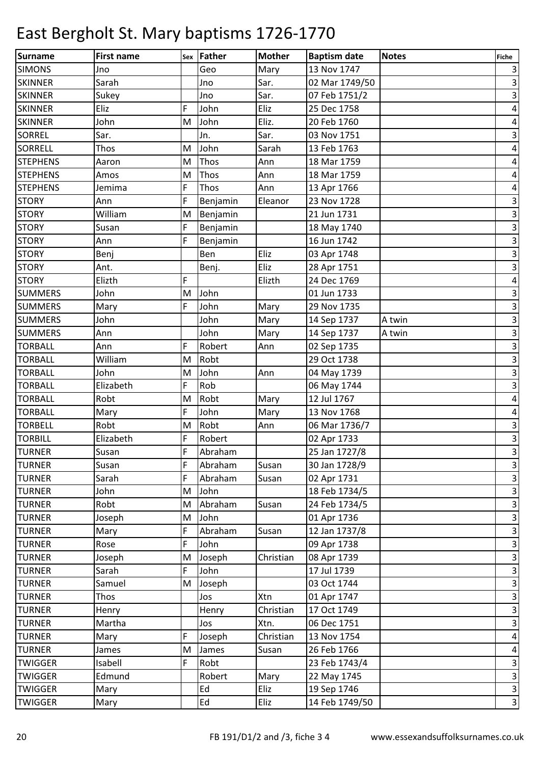# East Bergholt St. Mary baptisms 1726-1770

| Surname | First name | Sex | Father | Mother | Baptism date | Notes | Fiche |
|---|---|---|---|---|---|---|---|
| SIMONS | Jno | | Geo | Mary | 13 Nov 1747 | | 3 |
| SKINNER | Sarah | | Jno | Sar. | 02 Mar 1749/50 | | 3 |
| SKINNER | Sukey | | Jno | Sar. | 07 Feb 1751/2 | | 3 |
| SKINNER | Eliz | F | John | Eliz | 25 Dec 1758 | | 4 |
| SKINNER | John | M | John | Eliz. | 20 Feb 1760 | | 4 |
| SORREL | Sar. | | Jn. | Sar. | 03 Nov 1751 | | 3 |
| SORRELL | Thos | M | John | Sarah | 13 Feb 1763 | | 4 |
| STEPHENS | Aaron | M | Thos | Ann | 18 Mar 1759 | | 4 |
| STEPHENS | Amos | M | Thos | Ann | 18 Mar 1759 | | 4 |
| STEPHENS | Jemima | F | Thos | Ann | 13 Apr 1766 | | 4 |
| STORY | Ann | F | Benjamin | Eleanor | 23 Nov 1728 | | 3 |
| STORY | William | M | Benjamin | | 21 Jun 1731 | | 3 |
| STORY | Susan | F | Benjamin | | 18 May 1740 | | 3 |
| STORY | Ann | F | Benjamin | | 16 Jun 1742 | | 3 |
| STORY | Benj | | Ben | Eliz | 03 Apr 1748 | | 3 |
| STORY | Ant. | | Benj. | Eliz | 28 Apr 1751 | | 3 |
| STORY | Elizth | F | | Elizth | 24 Dec 1769 | | 4 |
| SUMMERS | John | M | John | | 01 Jun 1733 | | 3 |
| SUMMERS | Mary | F | John | Mary | 29 Nov 1735 | | 3 |
| SUMMERS | John | | John | Mary | 14 Sep 1737 | A twin | 3 |
| SUMMERS | Ann | | John | Mary | 14 Sep 1737 | A twin | 3 |
| TORBALL | Ann | F | Robert | Ann | 02 Sep 1735 | | 3 |
| TORBALL | William | M | Robt | | 29 Oct 1738 | | 3 |
| TORBALL | John | M | John | Ann | 04 May 1739 | | 3 |
| TORBALL | Elizabeth | F | Rob | | 06 May 1744 | | 3 |
| TORBALL | Robt | M | Robt | Mary | 12 Jul 1767 | | 4 |
| TORBALL | Mary | F | John | Mary | 13 Nov 1768 | | 4 |
| TORBELL | Robt | M | Robt | Ann | 06 Mar 1736/7 | | 3 |
| TORBILL | Elizabeth | F | Robert | | 02 Apr 1733 | | 3 |
| TURNER | Susan | F | Abraham | | 25 Jan 1727/8 | | 3 |
| TURNER | Susan | F | Abraham | Susan | 30 Jan 1728/9 | | 3 |
| TURNER | Sarah | F | Abraham | Susan | 02 Apr 1731 | | 3 |
| TURNER | John | M | John | | 18 Feb 1734/5 | | 3 |
| TURNER | Robt | M | Abraham | Susan | 24 Feb 1734/5 | | 3 |
| TURNER | Joseph | M | John | | 01 Apr 1736 | | 3 |
| TURNER | Mary | F | Abraham | Susan | 12 Jan 1737/8 | | 3 |
| TURNER | Rose | F | John | | 09 Apr 1738 | | 3 |
| TURNER | Joseph | M | Joseph | Christian | 08 Apr 1739 | | 3 |
| TURNER | Sarah | F | John | | 17 Jul 1739 | | 3 |
| TURNER | Samuel | M | Joseph | | 03 Oct 1744 | | 3 |
| TURNER | Thos | | Jos | Xtn | 01 Apr 1747 | | 3 |
| TURNER | Henry | | Henry | Christian | 17 Oct 1749 | | 3 |
| TURNER | Martha | | Jos | Xtn. | 06 Dec 1751 | | 3 |
| TURNER | Mary | F | Joseph | Christian | 13 Nov 1754 | | 4 |
| TURNER | James | M | James | Susan | 26 Feb 1766 | | 4 |
| TWIGGER | Isabell | F | Robt | | 23 Feb 1743/4 | | 3 |
| TWIGGER | Edmund | | Robert | Mary | 22 May 1745 | | 3 |
| TWIGGER | Mary | | Ed | Eliz | 19 Sep 1746 | | 3 |
| TWIGGER | Mary | | Ed | Eliz | 14 Feb 1749/50 | | 3 |

FB 191/D1/2 and /3, fiche 3 4 www.essexandsuffolksurnames.co.uk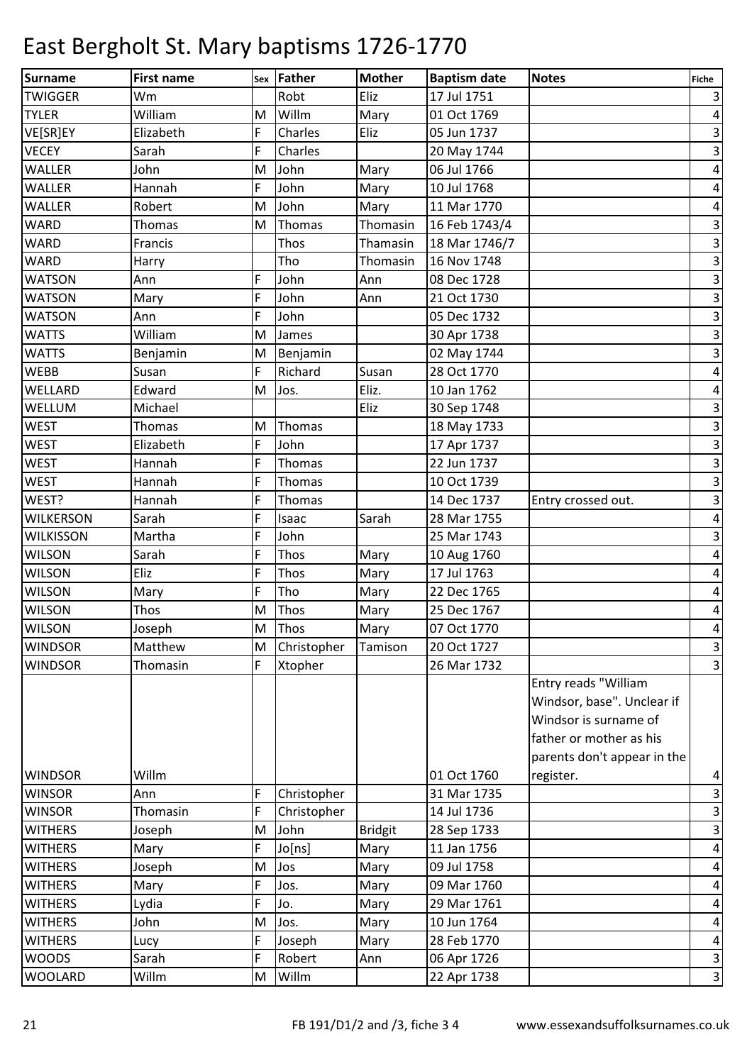# East Bergholt St. Mary baptisms 1726-1770

| Surname | First name | Sex | Father | Mother | Baptism date | Notes | Fiche |
|---|---|---|---|---|---|---|---|
| TWIGGER | Wm | | Robt | Eliz | 17 Jul 1751 | | 3 |
| TYLER | William | M | Willm | Mary | 01 Oct 1769 | | 4 |
| VE[SR]EY | Elizabeth | F | Charles | Eliz | 05 Jun 1737 | | 3 |
| VECEY | Sarah | F | Charles | | 20 May 1744 | | 3 |
| WALLER | John | M | John | Mary | 06 Jul 1766 | | 4 |
| WALLER | Hannah | F | John | Mary | 10 Jul 1768 | | 4 |
| WALLER | Robert | M | John | Mary | 11 Mar 1770 | | 4 |
| WARD | Thomas | M | Thomas | Thomasin | 16 Feb 1743/4 | | 3 |
| WARD | Francis | | Thos | Thamasin | 18 Mar 1746/7 | | 3 |
| WARD | Harry | | Tho | Thomasin | 16 Nov 1748 | | 3 |
| WATSON | Ann | F | John | Ann | 08 Dec 1728 | | 3 |
| WATSON | Mary | F | John | Ann | 21 Oct 1730 | | 3 |
| WATSON | Ann | F | John | | 05 Dec 1732 | | 3 |
| WATTS | William | M | James | | 30 Apr 1738 | | 3 |
| WATTS | Benjamin | M | Benjamin | | 02 May 1744 | | 3 |
| WEBB | Susan | F | Richard | Susan | 28 Oct 1770 | | 4 |
| WELLARD | Edward | M | Jos. | Eliz. | 10 Jan 1762 | | 4 |
| WELLUM | Michael | | | Eliz | 30 Sep 1748 | | 3 |
| WEST | Thomas | M | Thomas | | 18 May 1733 | | 3 |
| WEST | Elizabeth | F | John | | 17 Apr 1737 | | 3 |
| WEST | Hannah | F | Thomas | | 22 Jun 1737 | | 3 |
| WEST | Hannah | F | Thomas | | 10 Oct 1739 | | 3 |
| WEST? | Hannah | F | Thomas | | 14 Dec 1737 | Entry crossed out. | 3 |
| WILKERSON | Sarah | F | Isaac | Sarah | 28 Mar 1755 | | 4 |
| WILKISSON | Martha | F | John | | 25 Mar 1743 | | 3 |
| WILSON | Sarah | F | Thos | Mary | 10 Aug 1760 | | 4 |
| WILSON | Eliz | F | Thos | Mary | 17 Jul 1763 | | 4 |
| WILSON | Mary | F | Tho | Mary | 22 Dec 1765 | | 4 |
| WILSON | Thos | M | Thos | Mary | 25 Dec 1767 | | 4 |
| WILSON | Joseph | M | Thos | Mary | 07 Oct 1770 | | 4 |
| WINDSOR | Matthew | M | Christopher | Tamison | 20 Oct 1727 | | 3 |
| WINDSOR | Thomasin | F | Xtopher | | 26 Mar 1732 | | 3 |
| WINDSOR | Willm | | | | 01 Oct 1760 | Entry reads "William Windsor, base". Unclear if Windsor is surname of father or mother as his parents don't appear in the register. | 4 |
| WINSOR | Ann | F | Christopher | | 31 Mar 1735 | | 3 |
| WINSOR | Thomasin | F | Christopher | | 14 Jul 1736 | | 3 |
| WITHERS | Joseph | M | John | Bridgit | 28 Sep 1733 | | 3 |
| WITHERS | Mary | F | Jo[ns] | Mary | 11 Jan 1756 | | 4 |
| WITHERS | Joseph | M | Jos | Mary | 09 Jul 1758 | | 4 |
| WITHERS | Mary | F | Jos. | Mary | 09 Mar 1760 | | 4 |
| WITHERS | Lydia | F | Jo. | Mary | 29 Mar 1761 | | 4 |
| WITHERS | John | M | Jos. | Mary | 10 Jun 1764 | | 4 |
| WITHERS | Lucy | F | Joseph | Mary | 28 Feb 1770 | | 4 |
| WOODS | Sarah | F | Robert | Ann | 06 Apr 1726 | | 3 |
| WOOLARD | Willm | M | Willm | | 22 Apr 1738 | | 3 |

FB 191/D1/2 and /3, fiche 3 4    www.essexandsuffolksurnames.co.uk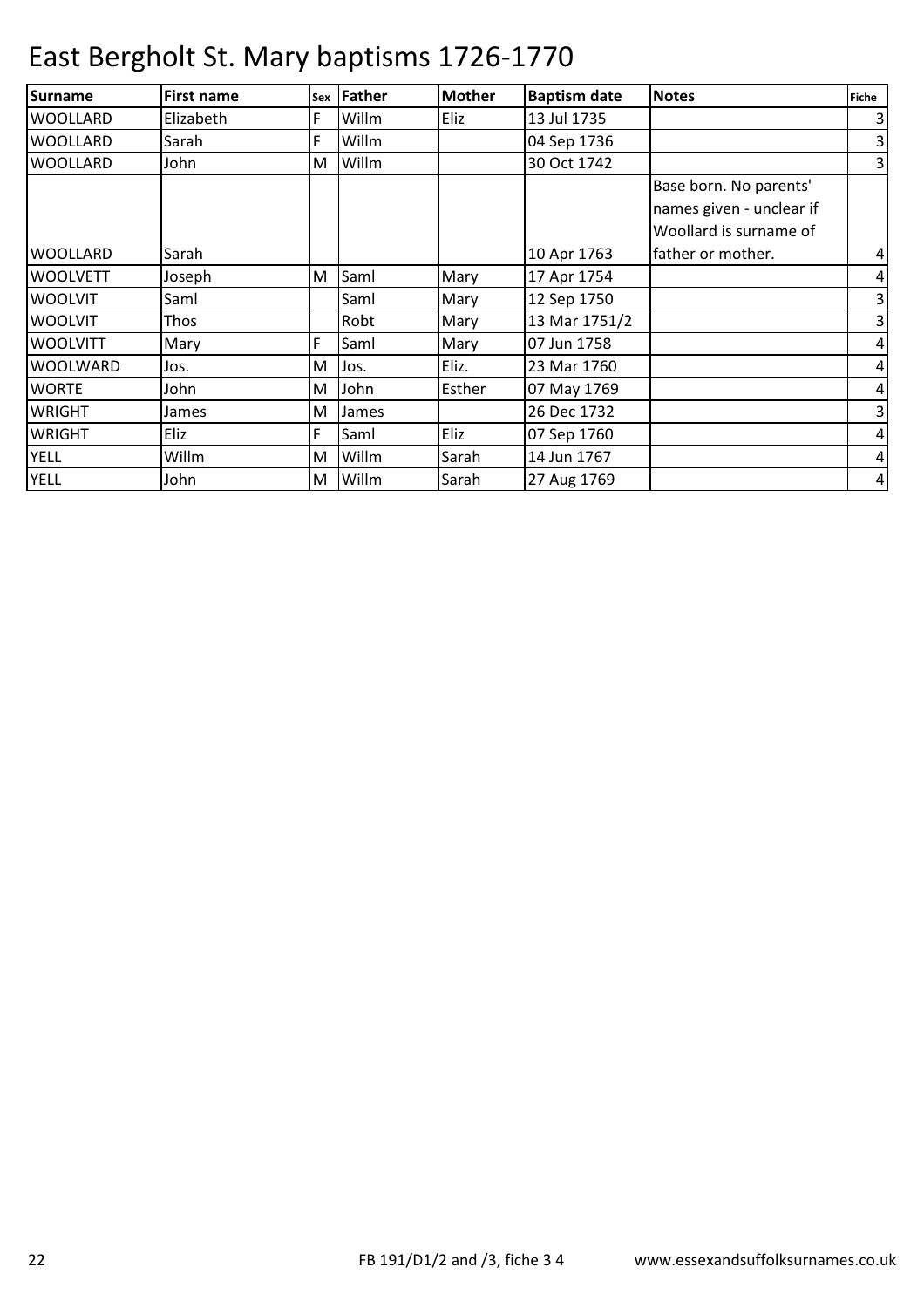# East Bergholt St. Mary baptisms 1726-1770

| Surname | First name | Sex | Father | Mother | Baptism date | Notes | Fiche |
|---|---|---|---|---|---|---|---|
| WOOLLARD | Elizabeth | F | Willm | Eliz | 13 Jul 1735 | | 3 |
| WOOLLARD | Sarah | F | Willm | | 04 Sep 1736 | | 3 |
| WOOLLARD | John | M | Willm | | 30 Oct 1742 | | 3 |
| WOOLLARD | Sarah | | | | 10 Apr 1763 | Base born. No parents' names given - unclear if Woollard is surname of father or mother. | 4 |
| WOOLVETT | Joseph | M | Saml | Mary | 17 Apr 1754 | | 4 |
| WOOLVIT | Saml | | Saml | Mary | 12 Sep 1750 | | 3 |
| WOOLVIT | Thos | | Robt | Mary | 13 Mar 1751/2 | | 3 |
| WOOLVITT | Mary | F | Saml | Mary | 07 Jun 1758 | | 4 |
| WOOLWARD | Jos. | M | Jos. | Eliz. | 23 Mar 1760 | | 4 |
| WORTE | John | M | John | Esther | 07 May 1769 | | 4 |
| WRIGHT | James | M | James | | 26 Dec 1732 | | 3 |
| WRIGHT | Eliz | F | Saml | Eliz | 07 Sep 1760 | | 4 |
| YELL | Willm | M | Willm | Sarah | 14 Jun 1767 | | 4 |
| YELL | John | M | Willm | Sarah | 27 Aug 1769 | | 4 |

FB 191/D1/2 and /3, fiche 3 4 www.essexandsuffolksurnames.co.uk